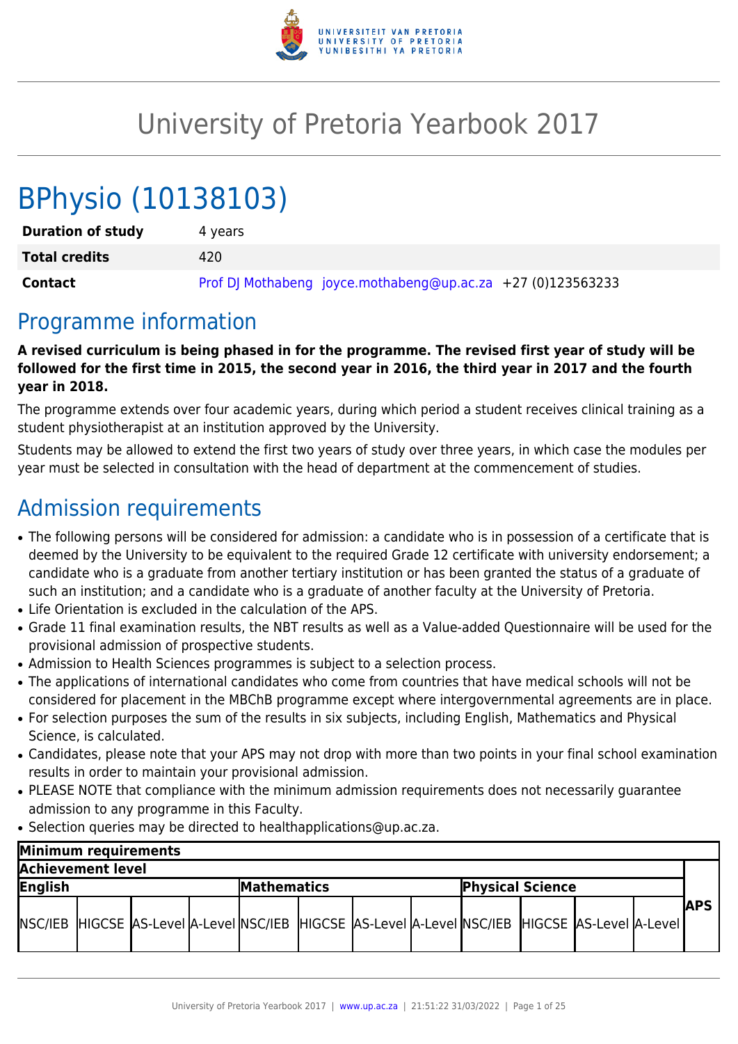# University of Pretoria Yearbook 2017

# BPhysio (10138103)

| | |
|---|---|
| **Duration of study** | 4 years |
| **Total credits** | 420 |
| **Contact** | Prof DJ Mothabeng joyce.mothabeng@up.ac.za +27 (0)123563233 |

## Programme information

**A revised curriculum is being phased in for the programme. The revised first year of study will be followed for the first time in 2015, the second year in 2016, the third year in 2017 and the fourth year in 2018.**

The programme extends over four academic years, during which period a student receives clinical training as a student physiotherapist at an institution approved by the University.

Students may be allowed to extend the first two years of study over three years, in which case the modules per year must be selected in consultation with the head of department at the commencement of studies.

## Admission requirements

- The following persons will be considered for admission: a candidate who is in possession of a certificate that is deemed by the University to be equivalent to the required Grade 12 certificate with university endorsement; a candidate who is a graduate from another tertiary institution or has been granted the status of a graduate of such an institution; and a candidate who is a graduate of another faculty at the University of Pretoria.
- Life Orientation is excluded in the calculation of the APS.
- Grade 11 final examination results, the NBT results as well as a Value-added Questionnaire will be used for the provisional admission of prospective students.
- Admission to Health Sciences programmes is subject to a selection process.
- The applications of international candidates who come from countries that have medical schools will not be considered for placement in the MBChB programme except where intergovernmental agreements are in place.
- For selection purposes the sum of the results in six subjects, including English, Mathematics and Physical Science, is calculated.
- Candidates, please note that your APS may not drop with more than two points in your final school examination results in order to maintain your provisional admission.
- PLEASE NOTE that compliance with the minimum admission requirements does not necessarily guarantee admission to any programme in this Faculty.
- Selection queries may be directed to healthapplications@up.ac.za.

| Minimum requirements | | | | | | | | | | | | |
|---|---|---|---|---|---|---|---|---|---|---|---|---|
| Achievement level | | | | | | | | | | | | APS |
| English | | | | Mathematics | | | | Physical Science | | | | |
| NSC/IEB | HIGCSE | AS-Level | A-Level | NSC/IEB | HIGCSE | AS-Level | A-Level | NSC/IEB | HIGCSE | AS-Level | A-Level | |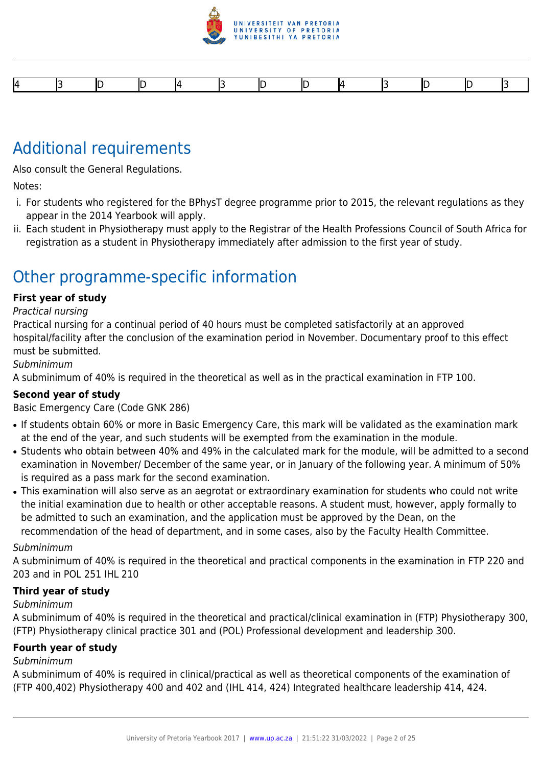| 4 | 3 | D | D | 4 | 3 | D | D | 4 | 3 | D | D | 3 |
|---|---|---|---|---|---|---|---|---|---|---|---|---|

## Additional requirements

Also consult the General Regulations.

Notes:

i. For students who registered for the BPhysT degree programme prior to 2015, the relevant regulations as they appear in the 2014 Yearbook will apply.
ii. Each student in Physiotherapy must apply to the Registrar of the Health Professions Council of South Africa for registration as a student in Physiotherapy immediately after admission to the first year of study.

## Other programme-specific information

**First year of study**

*Practical nursing*

Practical nursing for a continual period of 40 hours must be completed satisfactorily at an approved hospital/facility after the conclusion of the examination period in November. Documentary proof to this effect must be submitted.

*Subminimum*

A subminimum of 40% is required in the theoretical as well as in the practical examination in FTP 100.

**Second year of study**

Basic Emergency Care (Code GNK 286)

- If students obtain 60% or more in Basic Emergency Care, this mark will be validated as the examination mark at the end of the year, and such students will be exempted from the examination in the module.
- Students who obtain between 40% and 49% in the calculated mark for the module, will be admitted to a second examination in November/ December of the same year, or in January of the following year. A minimum of 50% is required as a pass mark for the second examination.
- This examination will also serve as an aegrotat or extraordinary examination for students who could not write the initial examination due to health or other acceptable reasons. A student must, however, apply formally to be admitted to such an examination, and the application must be approved by the Dean, on the recommendation of the head of department, and in some cases, also by the Faculty Health Committee.

*Subminimum*

A subminimum of 40% is required in the theoretical and practical components in the examination in FTP 220 and 203 and in POL 251 IHL 210

**Third year of study**

*Subminimum*

A subminimum of 40% is required in the theoretical and practical/clinical examination in (FTP) Physiotherapy 300, (FTP) Physiotherapy clinical practice 301 and (POL) Professional development and leadership 300.

**Fourth year of study**

*Subminimum*

A subminimum of 40% is required in clinical/practical as well as theoretical components of the examination of (FTP 400,402) Physiotherapy 400 and 402 and (IHL 414, 424) Integrated healthcare leadership 414, 424.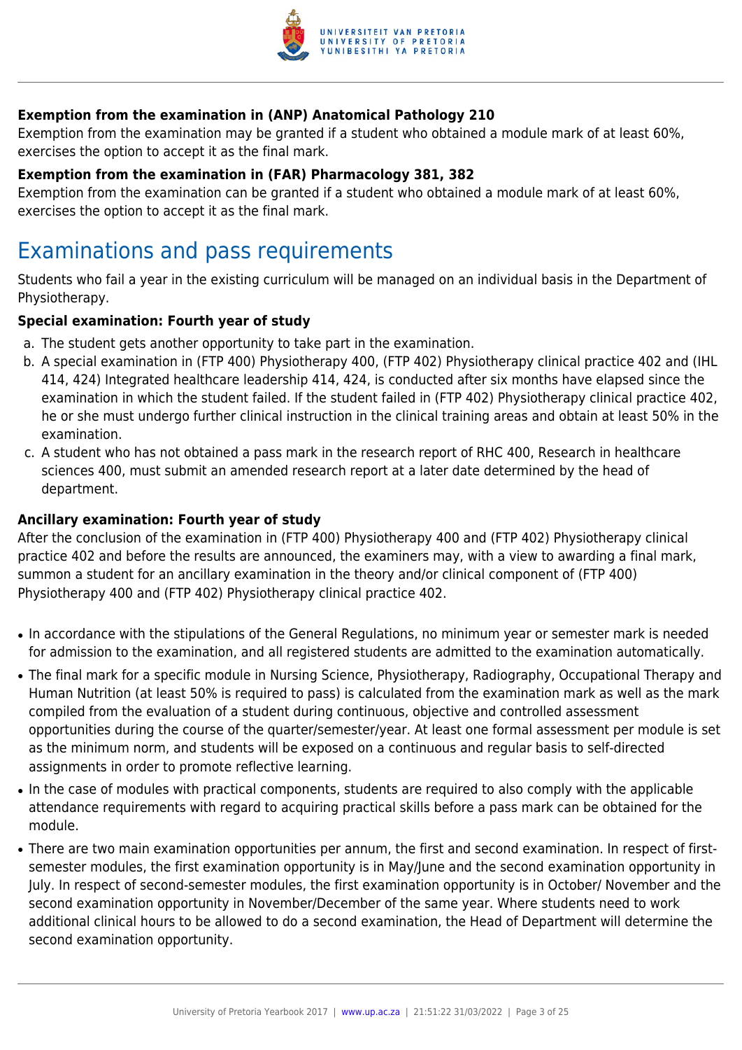### Exemption from the examination in (ANP) Anatomical Pathology 210

Exemption from the examination may be granted if a student who obtained a module mark of at least 60%, exercises the option to accept it as the final mark.

### Exemption from the examination in (FAR) Pharmacology 381, 382

Exemption from the examination can be granted if a student who obtained a module mark of at least 60%, exercises the option to accept it as the final mark.

# Examinations and pass requirements

Students who fail a year in the existing curriculum will be managed on an individual basis in the Department of Physiotherapy.

### Special examination: Fourth year of study

a. The student gets another opportunity to take part in the examination.
b. A special examination in (FTP 400) Physiotherapy 400, (FTP 402) Physiotherapy clinical practice 402 and (IHL 414, 424) Integrated healthcare leadership 414, 424, is conducted after six months have elapsed since the examination in which the student failed. If the student failed in (FTP 402) Physiotherapy clinical practice 402, he or she must undergo further clinical instruction in the clinical training areas and obtain at least 50% in the examination.
c. A student who has not obtained a pass mark in the research report of RHC 400, Research in healthcare sciences 400, must submit an amended research report at a later date determined by the head of department.

### Ancillary examination: Fourth year of study

After the conclusion of the examination in (FTP 400) Physiotherapy 400 and (FTP 402) Physiotherapy clinical practice 402 and before the results are announced, the examiners may, with a view to awarding a final mark, summon a student for an ancillary examination in the theory and/or clinical component of (FTP 400) Physiotherapy 400 and (FTP 402) Physiotherapy clinical practice 402.

- In accordance with the stipulations of the General Regulations, no minimum year or semester mark is needed for admission to the examination, and all registered students are admitted to the examination automatically.
- The final mark for a specific module in Nursing Science, Physiotherapy, Radiography, Occupational Therapy and Human Nutrition (at least 50% is required to pass) is calculated from the examination mark as well as the mark compiled from the evaluation of a student during continuous, objective and controlled assessment opportunities during the course of the quarter/semester/year. At least one formal assessment per module is set as the minimum norm, and students will be exposed on a continuous and regular basis to self-directed assignments in order to promote reflective learning.
- In the case of modules with practical components, students are required to also comply with the applicable attendance requirements with regard to acquiring practical skills before a pass mark can be obtained for the module.
- There are two main examination opportunities per annum, the first and second examination. In respect of first-semester modules, the first examination opportunity is in May/June and the second examination opportunity in July. In respect of second-semester modules, the first examination opportunity is in October/ November and the second examination opportunity in November/December of the same year. Where students need to work additional clinical hours to be allowed to do a second examination, the Head of Department will determine the second examination opportunity.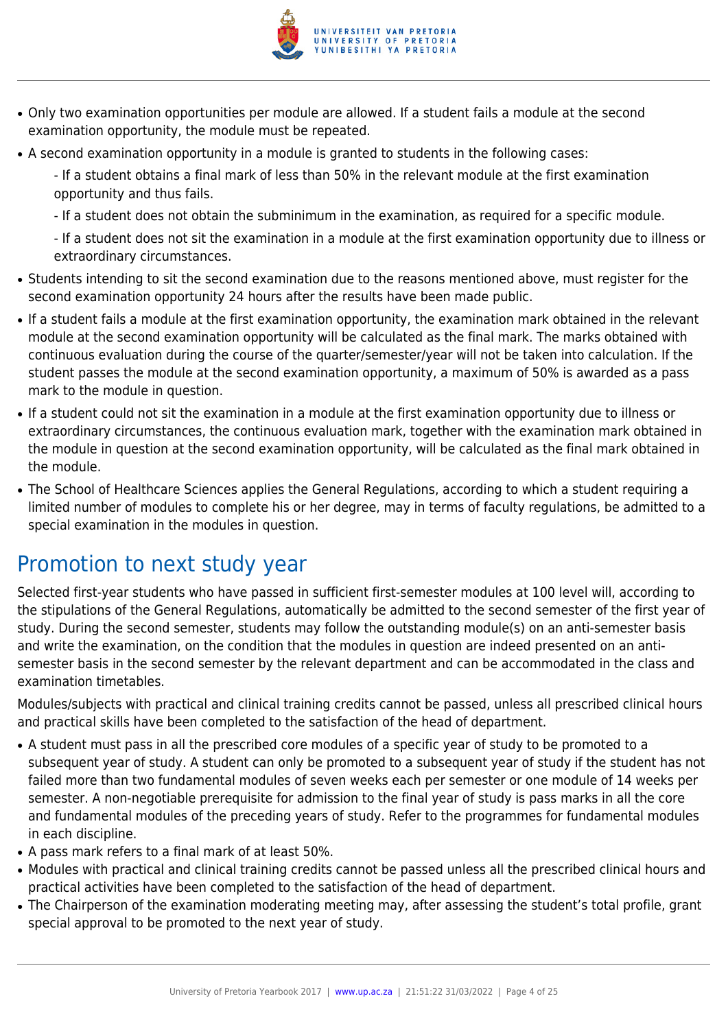- Only two examination opportunities per module are allowed. If a student fails a module at the second examination opportunity, the module must be repeated.
- A second examination opportunity in a module is granted to students in the following cases:
  - If a student obtains a final mark of less than 50% in the relevant module at the first examination opportunity and thus fails.
  - If a student does not obtain the subminimum in the examination, as required for a specific module.
  - If a student does not sit the examination in a module at the first examination opportunity due to illness or extraordinary circumstances.
- Students intending to sit the second examination due to the reasons mentioned above, must register for the second examination opportunity 24 hours after the results have been made public.
- If a student fails a module at the first examination opportunity, the examination mark obtained in the relevant module at the second examination opportunity will be calculated as the final mark. The marks obtained with continuous evaluation during the course of the quarter/semester/year will not be taken into calculation. If the student passes the module at the second examination opportunity, a maximum of 50% is awarded as a pass mark to the module in question.
- If a student could not sit the examination in a module at the first examination opportunity due to illness or extraordinary circumstances, the continuous evaluation mark, together with the examination mark obtained in the module in question at the second examination opportunity, will be calculated as the final mark obtained in the module.
- The School of Healthcare Sciences applies the General Regulations, according to which a student requiring a limited number of modules to complete his or her degree, may in terms of faculty regulations, be admitted to a special examination in the modules in question.

## Promotion to next study year

Selected first-year students who have passed in sufficient first-semester modules at 100 level will, according to the stipulations of the General Regulations, automatically be admitted to the second semester of the first year of study. During the second semester, students may follow the outstanding module(s) on an anti-semester basis and write the examination, on the condition that the modules in question are indeed presented on an anti-semester basis in the second semester by the relevant department and can be accommodated in the class and examination timetables.

Modules/subjects with practical and clinical training credits cannot be passed, unless all prescribed clinical hours and practical skills have been completed to the satisfaction of the head of department.

- A student must pass in all the prescribed core modules of a specific year of study to be promoted to a subsequent year of study. A student can only be promoted to a subsequent year of study if the student has not failed more than two fundamental modules of seven weeks each per semester or one module of 14 weeks per semester. A non-negotiable prerequisite for admission to the final year of study is pass marks in all the core and fundamental modules of the preceding years of study. Refer to the programmes for fundamental modules in each discipline.
- A pass mark refers to a final mark of at least 50%.
- Modules with practical and clinical training credits cannot be passed unless all the prescribed clinical hours and practical activities have been completed to the satisfaction of the head of department.
- The Chairperson of the examination moderating meeting may, after assessing the student's total profile, grant special approval to be promoted to the next year of study.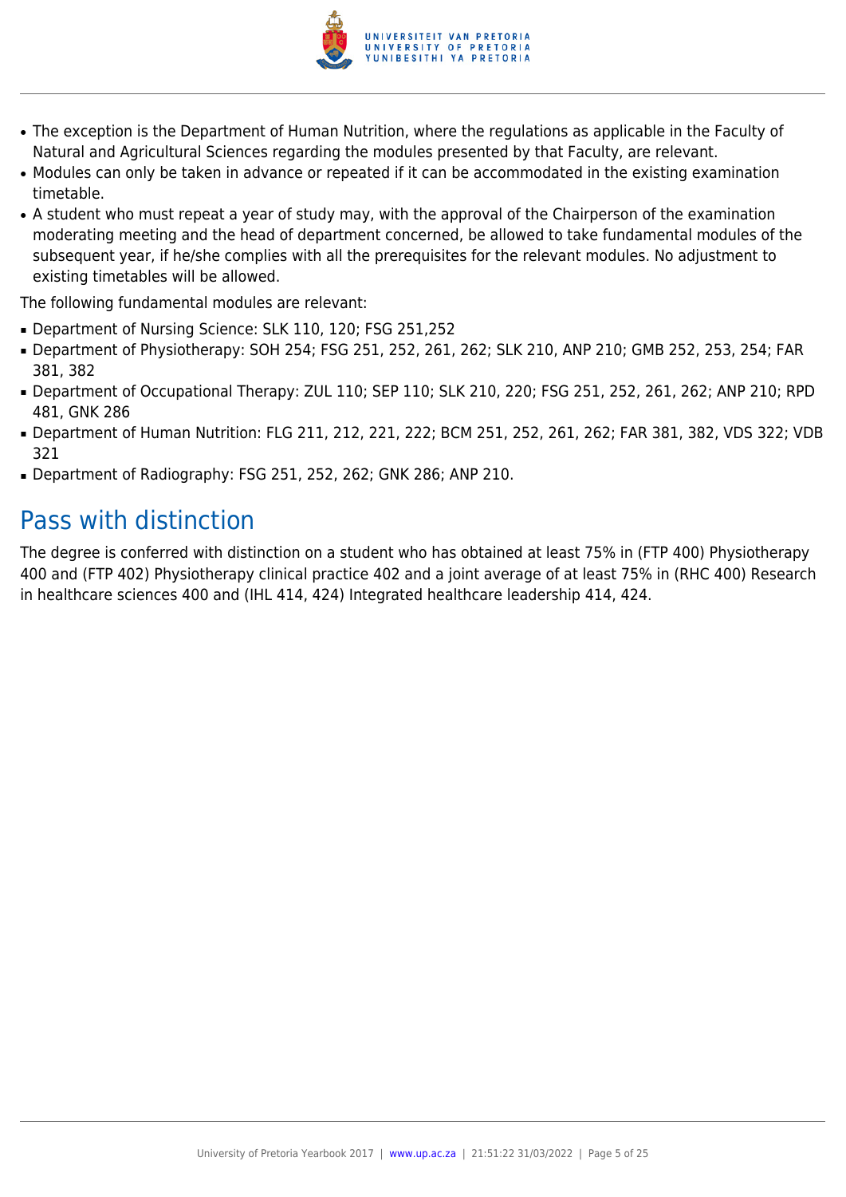- The exception is the Department of Human Nutrition, where the regulations as applicable in the Faculty of Natural and Agricultural Sciences regarding the modules presented by that Faculty, are relevant.
- Modules can only be taken in advance or repeated if it can be accommodated in the existing examination timetable.
- A student who must repeat a year of study may, with the approval of the Chairperson of the examination moderating meeting and the head of department concerned, be allowed to take fundamental modules of the subsequent year, if he/she complies with all the prerequisites for the relevant modules. No adjustment to existing timetables will be allowed.

The following fundamental modules are relevant:

- Department of Nursing Science: SLK 110, 120; FSG 251,252
- Department of Physiotherapy: SOH 254; FSG 251, 252, 261, 262; SLK 210, ANP 210; GMB 252, 253, 254; FAR 381, 382
- Department of Occupational Therapy: ZUL 110; SEP 110; SLK 210, 220; FSG 251, 252, 261, 262; ANP 210; RPD 481, GNK 286
- Department of Human Nutrition: FLG 211, 212, 221, 222; BCM 251, 252, 261, 262; FAR 381, 382, VDS 322; VDB 321
- Department of Radiography: FSG 251, 252, 262; GNK 286; ANP 210.

## Pass with distinction

The degree is conferred with distinction on a student who has obtained at least 75% in (FTP 400) Physiotherapy 400 and (FTP 402) Physiotherapy clinical practice 402 and a joint average of at least 75% in (RHC 400) Research in healthcare sciences 400 and (IHL 414, 424) Integrated healthcare leadership 414, 424.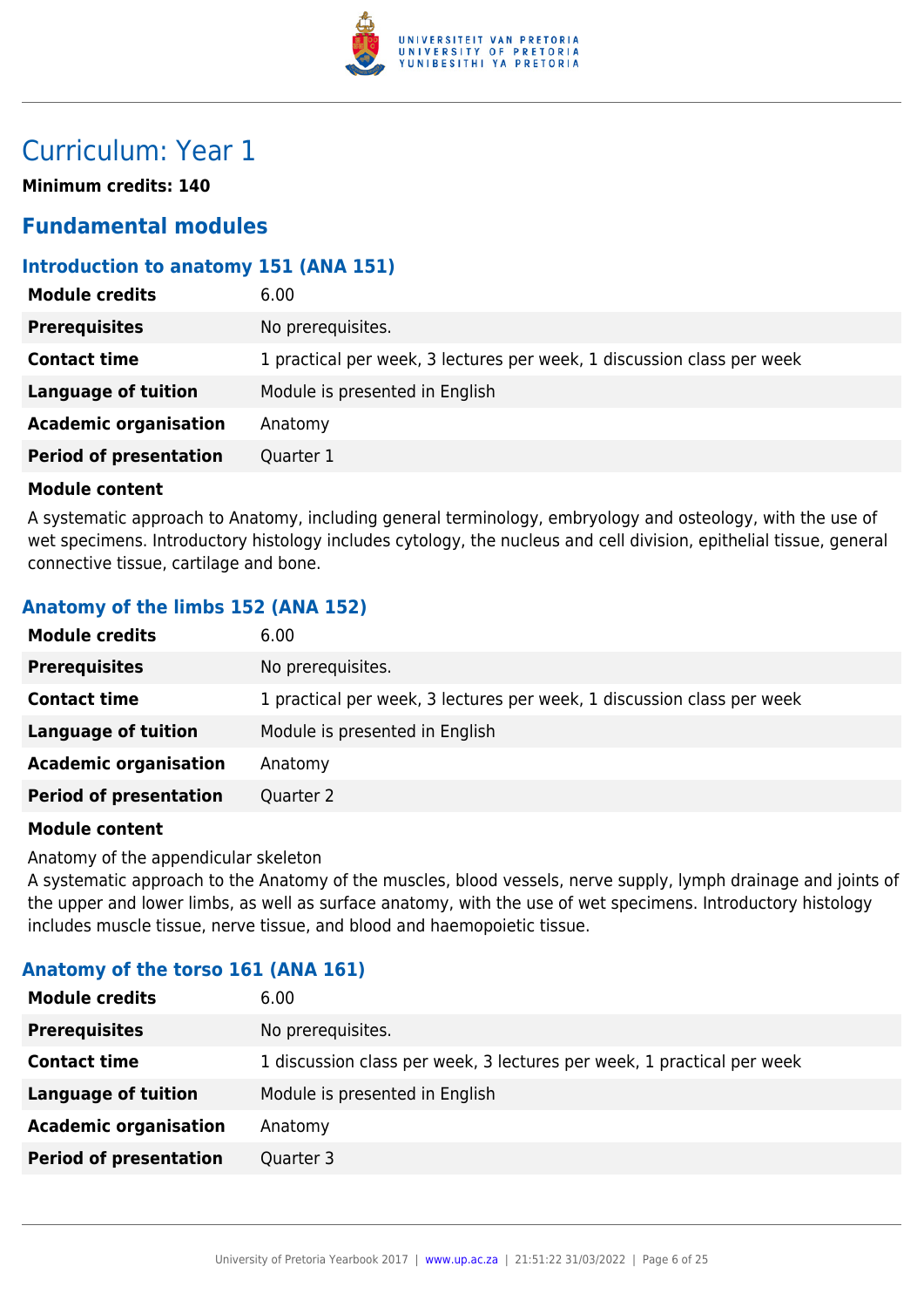# Curriculum: Year 1

**Minimum credits: 140**

## Fundamental modules

### Introduction to anatomy 151 (ANA 151)

| | |
|---|---|
| **Module credits** | 6.00 |
| **Prerequisites** | No prerequisites. |
| **Contact time** | 1 practical per week, 3 lectures per week, 1 discussion class per week |
| **Language of tuition** | Module is presented in English |
| **Academic organisation** | Anatomy |
| **Period of presentation** | Quarter 1 |

**Module content**

A systematic approach to Anatomy, including general terminology, embryology and osteology, with the use of wet specimens. Introductory histology includes cytology, the nucleus and cell division, epithelial tissue, general connective tissue, cartilage and bone.

### Anatomy of the limbs 152 (ANA 152)

| | |
|---|---|
| **Module credits** | 6.00 |
| **Prerequisites** | No prerequisites. |
| **Contact time** | 1 practical per week, 3 lectures per week, 1 discussion class per week |
| **Language of tuition** | Module is presented in English |
| **Academic organisation** | Anatomy |
| **Period of presentation** | Quarter 2 |

**Module content**

Anatomy of the appendicular skeleton

A systematic approach to the Anatomy of the muscles, blood vessels, nerve supply, lymph drainage and joints of the upper and lower limbs, as well as surface anatomy, with the use of wet specimens. Introductory histology includes muscle tissue, nerve tissue, and blood and haemopoietic tissue.

### Anatomy of the torso 161 (ANA 161)

| | |
|---|---|
| **Module credits** | 6.00 |
| **Prerequisites** | No prerequisites. |
| **Contact time** | 1 discussion class per week, 3 lectures per week, 1 practical per week |
| **Language of tuition** | Module is presented in English |
| **Academic organisation** | Anatomy |
| **Period of presentation** | Quarter 3 |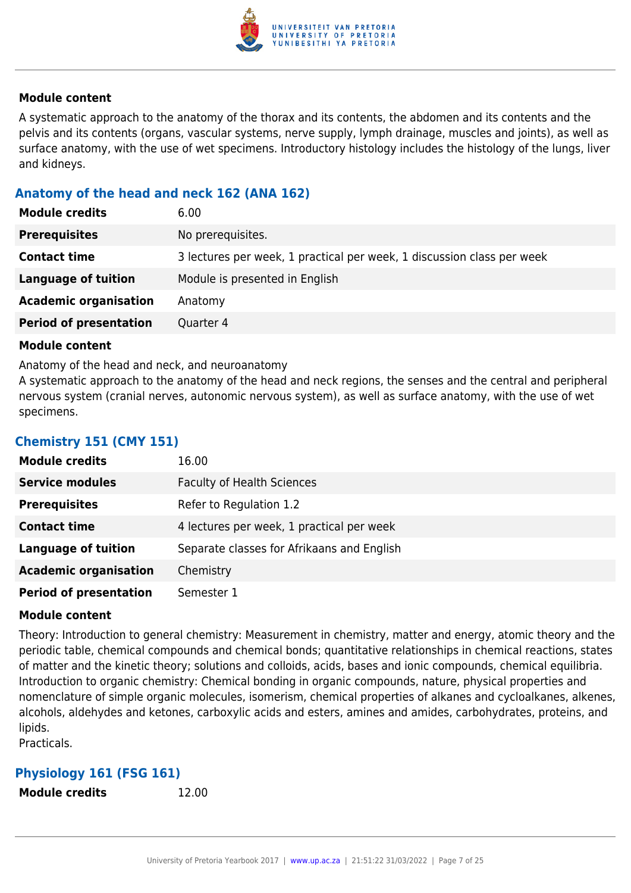#### Module content

A systematic approach to the anatomy of the thorax and its contents, the abdomen and its contents and the pelvis and its contents (organs, vascular systems, nerve supply, lymph drainage, muscles and joints), as well as surface anatomy, with the use of wet specimens. Introductory histology includes the histology of the lungs, liver and kidneys.

### Anatomy of the head and neck 162 (ANA 162)

| | |
|---|---|
| **Module credits** | 6.00 |
| **Prerequisites** | No prerequisites. |
| **Contact time** | 3 lectures per week, 1 practical per week, 1 discussion class per week |
| **Language of tuition** | Module is presented in English |
| **Academic organisation** | Anatomy |
| **Period of presentation** | Quarter 4 |

#### Module content

Anatomy of the head and neck, and neuroanatomy

A systematic approach to the anatomy of the head and neck regions, the senses and the central and peripheral nervous system (cranial nerves, autonomic nervous system), as well as surface anatomy, with the use of wet specimens.

### Chemistry 151 (CMY 151)

| | |
|---|---|
| **Module credits** | 16.00 |
| **Service modules** | Faculty of Health Sciences |
| **Prerequisites** | Refer to Regulation 1.2 |
| **Contact time** | 4 lectures per week, 1 practical per week |
| **Language of tuition** | Separate classes for Afrikaans and English |
| **Academic organisation** | Chemistry |
| **Period of presentation** | Semester 1 |

#### Module content

Theory: Introduction to general chemistry: Measurement in chemistry, matter and energy, atomic theory and the periodic table, chemical compounds and chemical bonds; quantitative relationships in chemical reactions, states of matter and the kinetic theory; solutions and colloids, acids, bases and ionic compounds, chemical equilibria. Introduction to organic chemistry: Chemical bonding in organic compounds, nature, physical properties and nomenclature of simple organic molecules, isomerism, chemical properties of alkanes and cycloalkanes, alkenes, alcohols, aldehydes and ketones, carboxylic acids and esters, amines and amides, carbohydrates, proteins, and lipids.

Practicals.

### Physiology 161 (FSG 161)

| | |
|---|---|
| **Module credits** | 12.00 |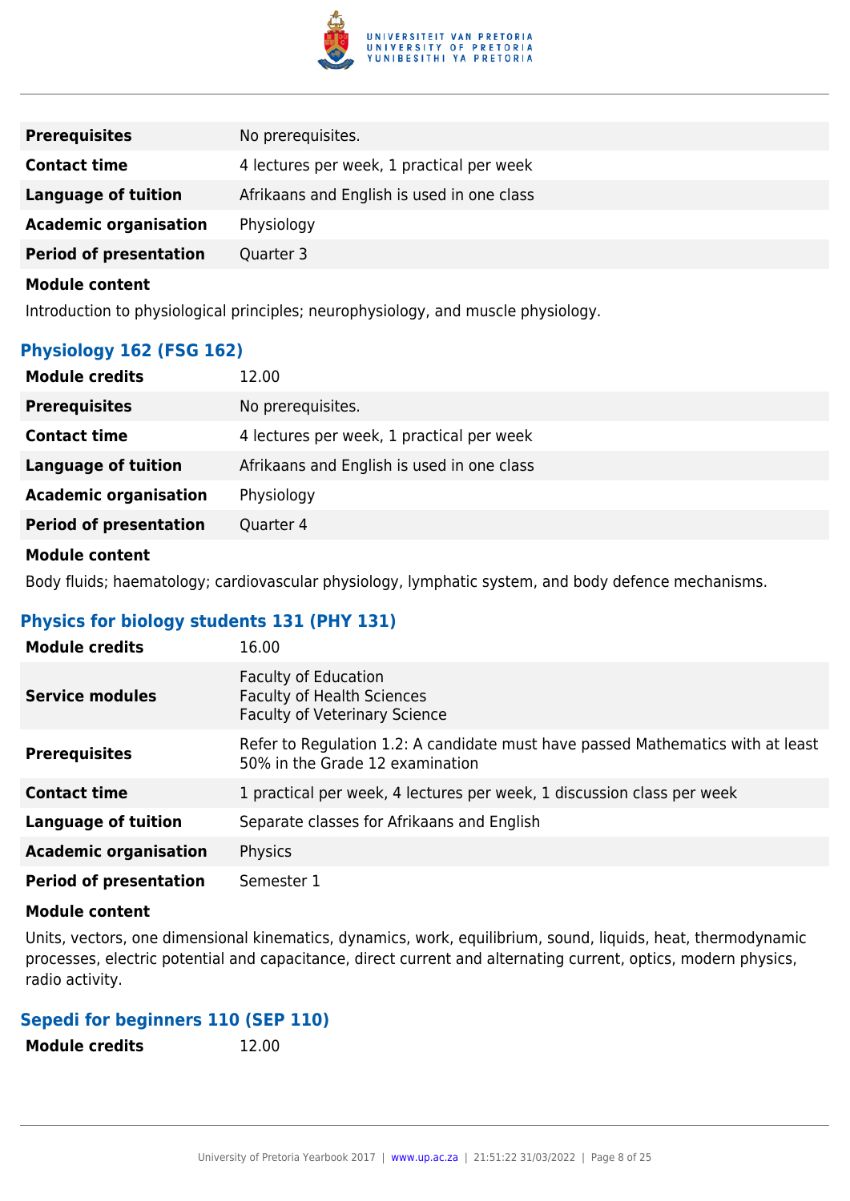| | |
|---|---|
| **Prerequisites** | No prerequisites. |
| **Contact time** | 4 lectures per week, 1 practical per week |
| **Language of tuition** | Afrikaans and English is used in one class |
| **Academic organisation** | Physiology |
| **Period of presentation** | Quarter 3 |

**Module content**

Introduction to physiological principles; neurophysiology, and muscle physiology.

### Physiology 162 (FSG 162)

| | |
|---|---|
| **Module credits** | 12.00 |
| **Prerequisites** | No prerequisites. |
| **Contact time** | 4 lectures per week, 1 practical per week |
| **Language of tuition** | Afrikaans and English is used in one class |
| **Academic organisation** | Physiology |
| **Period of presentation** | Quarter 4 |

**Module content**

Body fluids; haematology; cardiovascular physiology, lymphatic system, and body defence mechanisms.

### Physics for biology students 131 (PHY 131)

| | |
|---|---|
| **Module credits** | 16.00 |
| **Service modules** | Faculty of Education<br>Faculty of Health Sciences<br>Faculty of Veterinary Science |
| **Prerequisites** | Refer to Regulation 1.2: A candidate must have passed Mathematics with at least 50% in the Grade 12 examination |
| **Contact time** | 1 practical per week, 4 lectures per week, 1 discussion class per week |
| **Language of tuition** | Separate classes for Afrikaans and English |
| **Academic organisation** | Physics |
| **Period of presentation** | Semester 1 |

**Module content**

Units, vectors, one dimensional kinematics, dynamics, work, equilibrium, sound, liquids, heat, thermodynamic processes, electric potential and capacitance, direct current and alternating current, optics, modern physics, radio activity.

### Sepedi for beginners 110 (SEP 110)

| | |
|---|---|
| **Module credits** | 12.00 |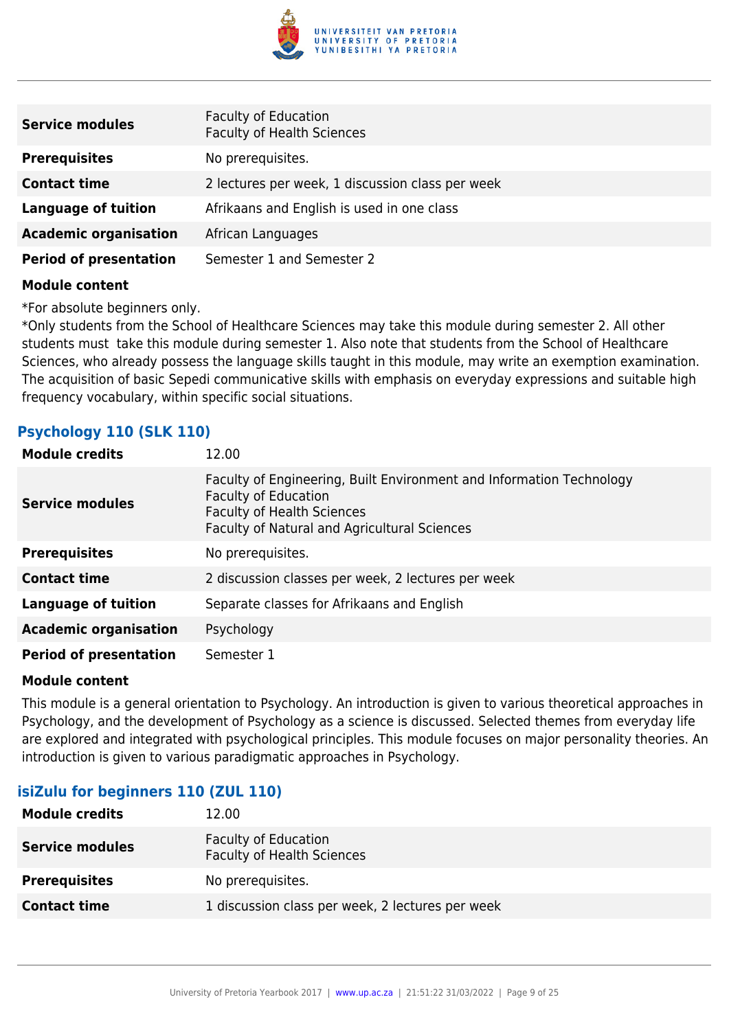| | |
|---|---|
| **Service modules** | Faculty of Education<br>Faculty of Health Sciences |
| **Prerequisites** | No prerequisites. |
| **Contact time** | 2 lectures per week, 1 discussion class per week |
| **Language of tuition** | Afrikaans and English is used in one class |
| **Academic organisation** | African Languages |
| **Period of presentation** | Semester 1 and Semester 2 |

**Module content**

*For absolute beginners only.
*Only students from the School of Healthcare Sciences may take this module during semester 2. All other students must take this module during semester 1. Also note that students from the School of Healthcare Sciences, who already possess the language skills taught in this module, may write an exemption examination. The acquisition of basic Sepedi communicative skills with emphasis on everyday expressions and suitable high frequency vocabulary, within specific social situations.

### Psychology 110 (SLK 110)

| | |
|---|---|
| **Module credits** | 12.00 |
| **Service modules** | Faculty of Engineering, Built Environment and Information Technology<br>Faculty of Education<br>Faculty of Health Sciences<br>Faculty of Natural and Agricultural Sciences |
| **Prerequisites** | No prerequisites. |
| **Contact time** | 2 discussion classes per week, 2 lectures per week |
| **Language of tuition** | Separate classes for Afrikaans and English |
| **Academic organisation** | Psychology |
| **Period of presentation** | Semester 1 |

**Module content**

This module is a general orientation to Psychology. An introduction is given to various theoretical approaches in Psychology, and the development of Psychology as a science is discussed. Selected themes from everyday life are explored and integrated with psychological principles. This module focuses on major personality theories. An introduction is given to various paradigmatic approaches in Psychology.

### isiZulu for beginners 110 (ZUL 110)

| | |
|---|---|
| **Module credits** | 12.00 |
| **Service modules** | Faculty of Education<br>Faculty of Health Sciences |
| **Prerequisites** | No prerequisites. |
| **Contact time** | 1 discussion class per week, 2 lectures per week |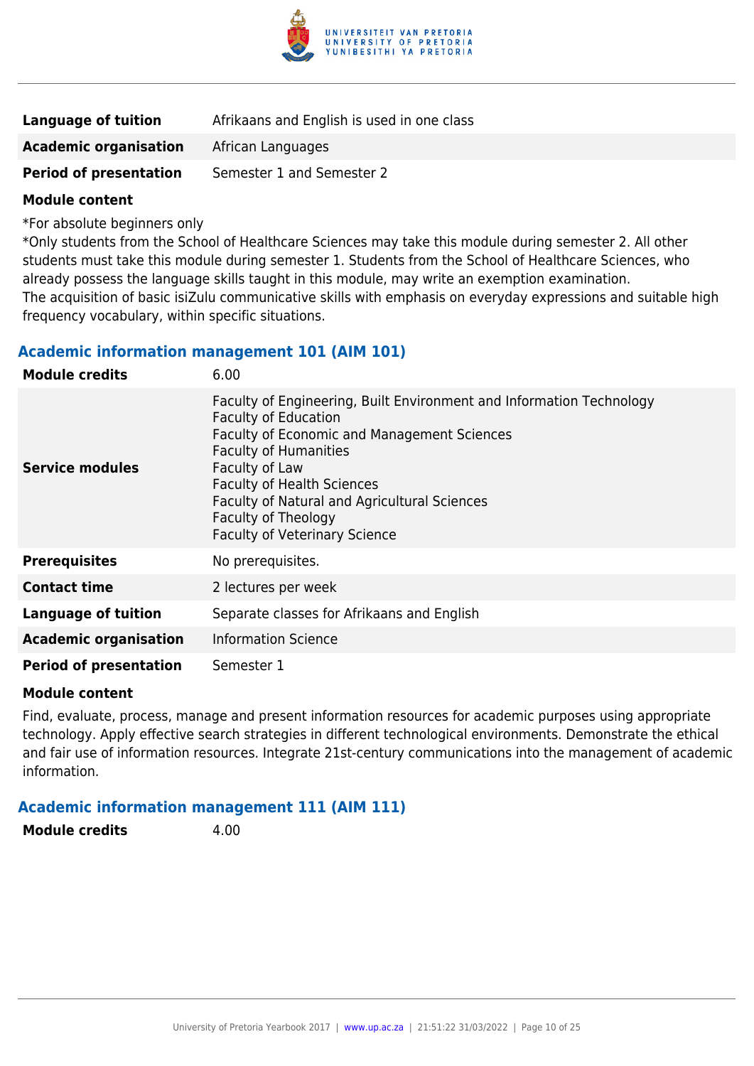| | |
|---|---|
| **Language of tuition** | Afrikaans and English is used in one class |
| **Academic organisation** | African Languages |
| **Period of presentation** | Semester 1 and Semester 2 |

**Module content**

*For absolute beginners only

*Only students from the School of Healthcare Sciences may take this module during semester 2. All other students must take this module during semester 1. Students from the School of Healthcare Sciences, who already possess the language skills taught in this module, may write an exemption examination.

The acquisition of basic isiZulu communicative skills with emphasis on everyday expressions and suitable high frequency vocabulary, within specific situations.

### Academic information management 101 (AIM 101)

| | |
|---|---|
| **Module credits** | 6.00 |
| **Service modules** | Faculty of Engineering, Built Environment and Information Technology<br>Faculty of Education<br>Faculty of Economic and Management Sciences<br>Faculty of Humanities<br>Faculty of Law<br>Faculty of Health Sciences<br>Faculty of Natural and Agricultural Sciences<br>Faculty of Theology<br>Faculty of Veterinary Science |
| **Prerequisites** | No prerequisites. |
| **Contact time** | 2 lectures per week |
| **Language of tuition** | Separate classes for Afrikaans and English |
| **Academic organisation** | Information Science |
| **Period of presentation** | Semester 1 |

**Module content**

Find, evaluate, process, manage and present information resources for academic purposes using appropriate technology. Apply effective search strategies in different technological environments. Demonstrate the ethical and fair use of information resources. Integrate 21st-century communications into the management of academic information.

### Academic information management 111 (AIM 111)

| | |
|---|---|
| **Module credits** | 4.00 |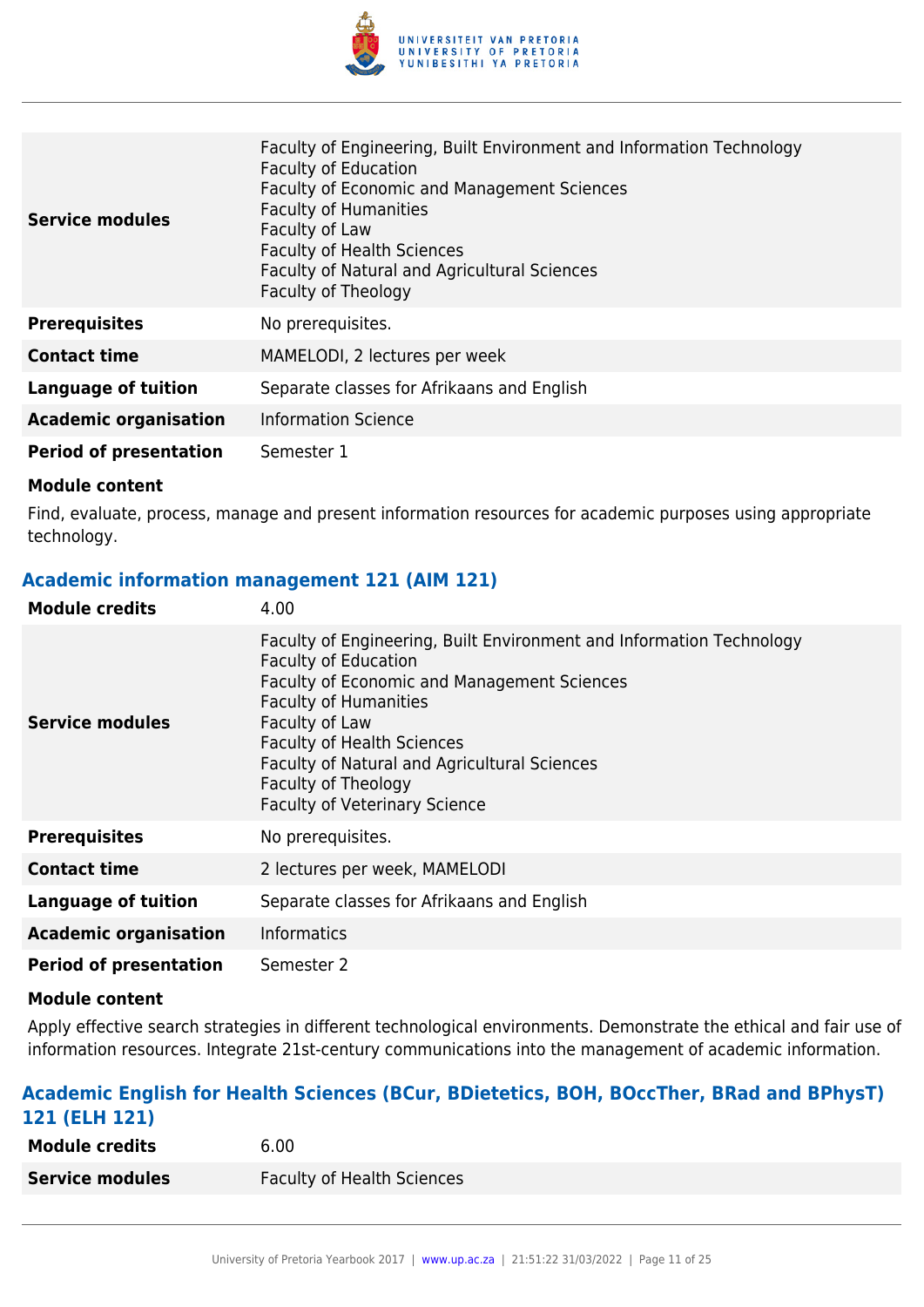| | |
|---|---|
| **Service modules** | Faculty of Engineering, Built Environment and Information Technology<br>Faculty of Education<br>Faculty of Economic and Management Sciences<br>Faculty of Humanities<br>Faculty of Law<br>Faculty of Health Sciences<br>Faculty of Natural and Agricultural Sciences<br>Faculty of Theology |
| **Prerequisites** | No prerequisites. |
| **Contact time** | MAMELODI, 2 lectures per week |
| **Language of tuition** | Separate classes for Afrikaans and English |
| **Academic organisation** | Information Science |
| **Period of presentation** | Semester 1 |

**Module content**

Find, evaluate, process, manage and present information resources for academic purposes using appropriate technology.

### Academic information management 121 (AIM 121)

| | |
|---|---|
| **Module credits** | 4.00 |
| **Service modules** | Faculty of Engineering, Built Environment and Information Technology<br>Faculty of Education<br>Faculty of Economic and Management Sciences<br>Faculty of Humanities<br>Faculty of Law<br>Faculty of Health Sciences<br>Faculty of Natural and Agricultural Sciences<br>Faculty of Theology<br>Faculty of Veterinary Science |
| **Prerequisites** | No prerequisites. |
| **Contact time** | 2 lectures per week, MAMELODI |
| **Language of tuition** | Separate classes for Afrikaans and English |
| **Academic organisation** | Informatics |
| **Period of presentation** | Semester 2 |

**Module content**

Apply effective search strategies in different technological environments. Demonstrate the ethical and fair use of information resources. Integrate 21st-century communications into the management of academic information.

### Academic English for Health Sciences (BCur, BDietetics, BOH, BOccTher, BRad and BPhysT) 121 (ELH 121)

| | |
|---|---|
| **Module credits** | 6.00 |
| **Service modules** | Faculty of Health Sciences |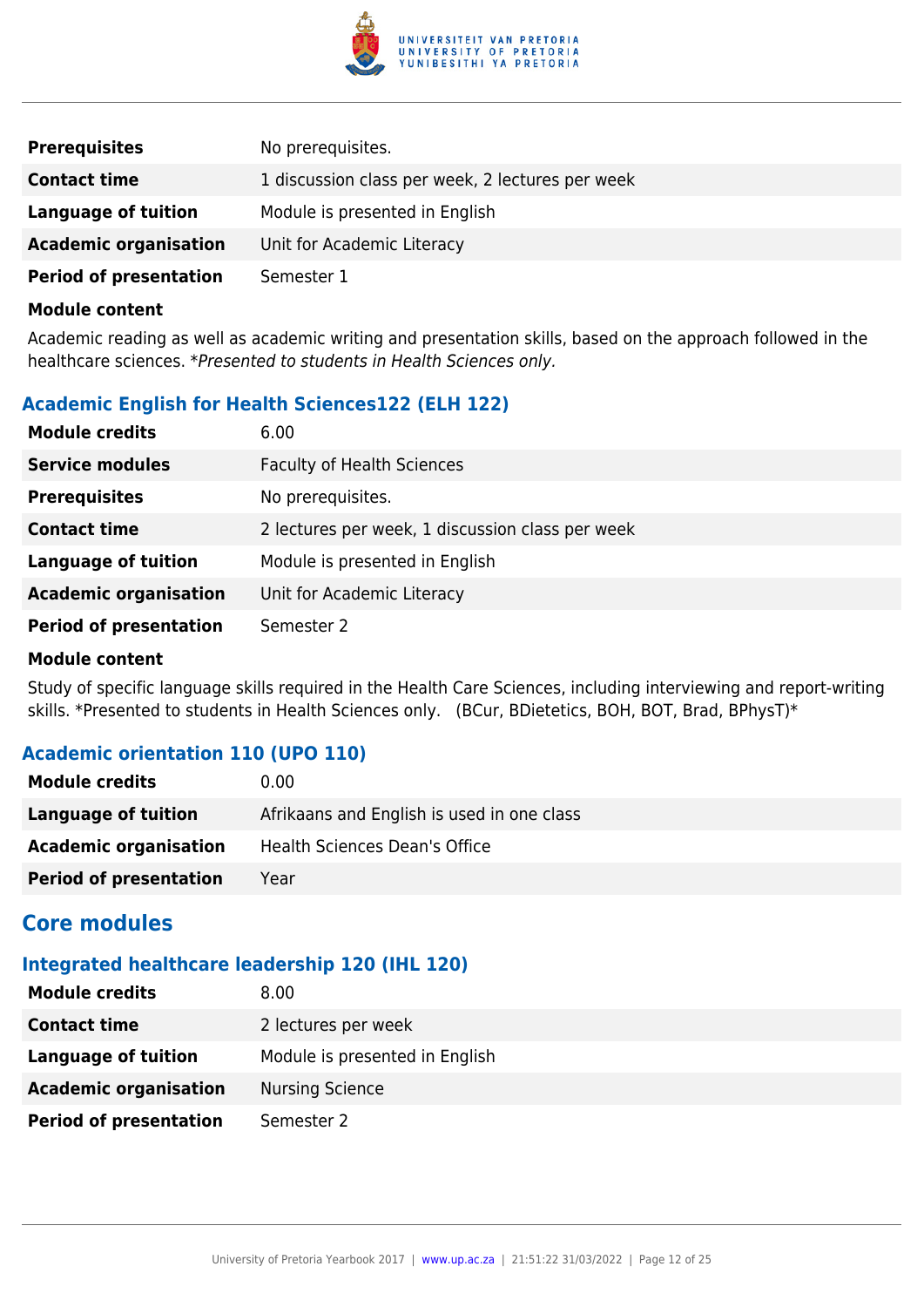| | |
|---|---|
| **Prerequisites** | No prerequisites. |
| **Contact time** | 1 discussion class per week, 2 lectures per week |
| **Language of tuition** | Module is presented in English |
| **Academic organisation** | Unit for Academic Literacy |
| **Period of presentation** | Semester 1 |

**Module content**

Academic reading as well as academic writing and presentation skills, based on the approach followed in the healthcare sciences. **Presented to students in Health Sciences only.*

### Academic English for Health Sciences122 (ELH 122)

| | |
|---|---|
| **Module credits** | 6.00 |
| **Service modules** | Faculty of Health Sciences |
| **Prerequisites** | No prerequisites. |
| **Contact time** | 2 lectures per week, 1 discussion class per week |
| **Language of tuition** | Module is presented in English |
| **Academic organisation** | Unit for Academic Literacy |
| **Period of presentation** | Semester 2 |

**Module content**

Study of specific language skills required in the Health Care Sciences, including interviewing and report-writing skills. *Presented to students in Health Sciences only.   (BCur, BDietetics, BOH, BOT, Brad, BPhysT)*

### Academic orientation 110 (UPO 110)

| | |
|---|---|
| **Module credits** | 0.00 |
| **Language of tuition** | Afrikaans and English is used in one class |
| **Academic organisation** | Health Sciences Dean's Office |
| **Period of presentation** | Year |

## Core modules

### Integrated healthcare leadership 120 (IHL 120)

| | |
|---|---|
| **Module credits** | 8.00 |
| **Contact time** | 2 lectures per week |
| **Language of tuition** | Module is presented in English |
| **Academic organisation** | Nursing Science |
| **Period of presentation** | Semester 2 |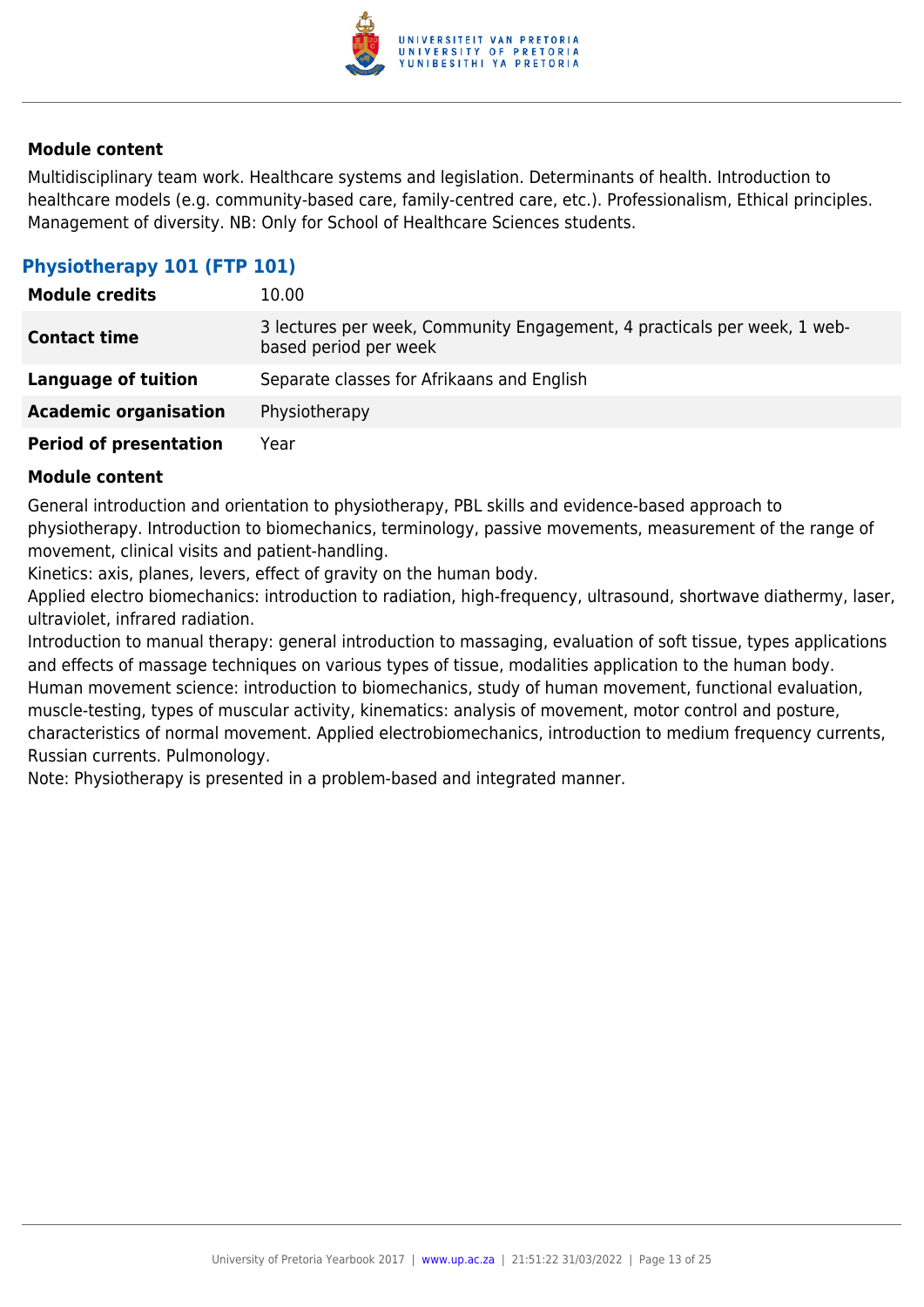#### Module content

Multidisciplinary team work. Healthcare systems and legislation. Determinants of health. Introduction to healthcare models (e.g. community-based care, family-centred care, etc.). Professionalism, Ethical principles. Management of diversity. NB: Only for School of Healthcare Sciences students.

### Physiotherapy 101 (FTP 101)

| | |
|---|---|
| **Module credits** | 10.00 |
| **Contact time** | 3 lectures per week, Community Engagement, 4 practicals per week, 1 web-based period per week |
| **Language of tuition** | Separate classes for Afrikaans and English |
| **Academic organisation** | Physiotherapy |
| **Period of presentation** | Year |

#### Module content

General introduction and orientation to physiotherapy, PBL skills and evidence-based approach to physiotherapy. Introduction to biomechanics, terminology, passive movements, measurement of the range of movement, clinical visits and patient-handling.
Kinetics: axis, planes, levers, effect of gravity on the human body.
Applied electro biomechanics: introduction to radiation, high-frequency, ultrasound, shortwave diathermy, laser, ultraviolet, infrared radiation.
Introduction to manual therapy: general introduction to massaging, evaluation of soft tissue, types applications and effects of massage techniques on various types of tissue, modalities application to the human body.
Human movement science: introduction to biomechanics, study of human movement, functional evaluation, muscle-testing, types of muscular activity, kinematics: analysis of movement, motor control and posture, characteristics of normal movement. Applied electrobiomechanics, introduction to medium frequency currents, Russian currents. Pulmonology.
Note: Physiotherapy is presented in a problem-based and integrated manner.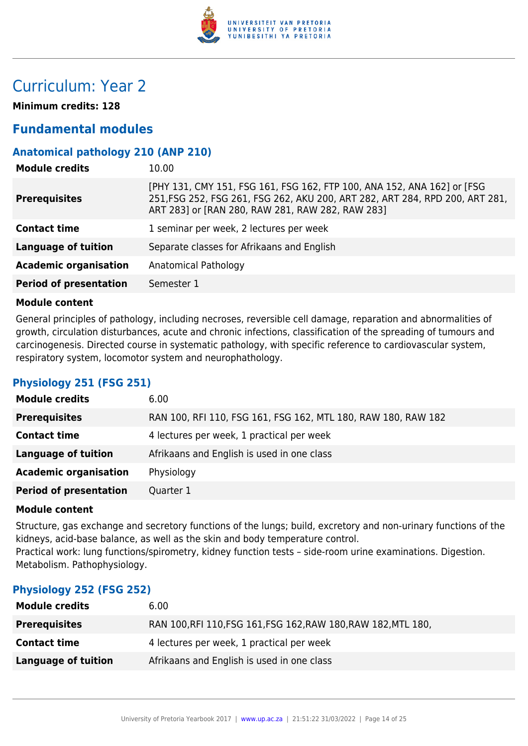# Curriculum: Year 2

**Minimum credits: 128**

## Fundamental modules

### Anatomical pathology 210 (ANP 210)

| | |
|---|---|
| **Module credits** | 10.00 |
| **Prerequisites** | [PHY 131, CMY 151, FSG 161, FSG 162, FTP 100, ANA 152, ANA 162] or [FSG 251,FSG 252, FSG 261, FSG 262, AKU 200, ART 282, ART 284, RPD 200, ART 281, ART 283] or [RAN 280, RAW 281, RAW 282, RAW 283] |
| **Contact time** | 1 seminar per week, 2 lectures per week |
| **Language of tuition** | Separate classes for Afrikaans and English |
| **Academic organisation** | Anatomical Pathology |
| **Period of presentation** | Semester 1 |

**Module content**

General principles of pathology, including necroses, reversible cell damage, reparation and abnormalities of growth, circulation disturbances, acute and chronic infections, classification of the spreading of tumours and carcinogenesis. Directed course in systematic pathology, with specific reference to cardiovascular system, respiratory system, locomotor system and neurophathology.

### Physiology 251 (FSG 251)

| | |
|---|---|
| **Module credits** | 6.00 |
| **Prerequisites** | RAN 100, RFI 110, FSG 161, FSG 162, MTL 180, RAW 180, RAW 182 |
| **Contact time** | 4 lectures per week, 1 practical per week |
| **Language of tuition** | Afrikaans and English is used in one class |
| **Academic organisation** | Physiology |
| **Period of presentation** | Quarter 1 |

**Module content**

Structure, gas exchange and secretory functions of the lungs; build, excretory and non-urinary functions of the kidneys, acid-base balance, as well as the skin and body temperature control.
Practical work: lung functions/spirometry, kidney function tests – side-room urine examinations. Digestion. Metabolism. Pathophysiology.

### Physiology 252 (FSG 252)

| | |
|---|---|
| **Module credits** | 6.00 |
| **Prerequisites** | RAN 100,RFI 110,FSG 161,FSG 162,RAW 180,RAW 182,MTL 180, |
| **Contact time** | 4 lectures per week, 1 practical per week |
| **Language of tuition** | Afrikaans and English is used in one class |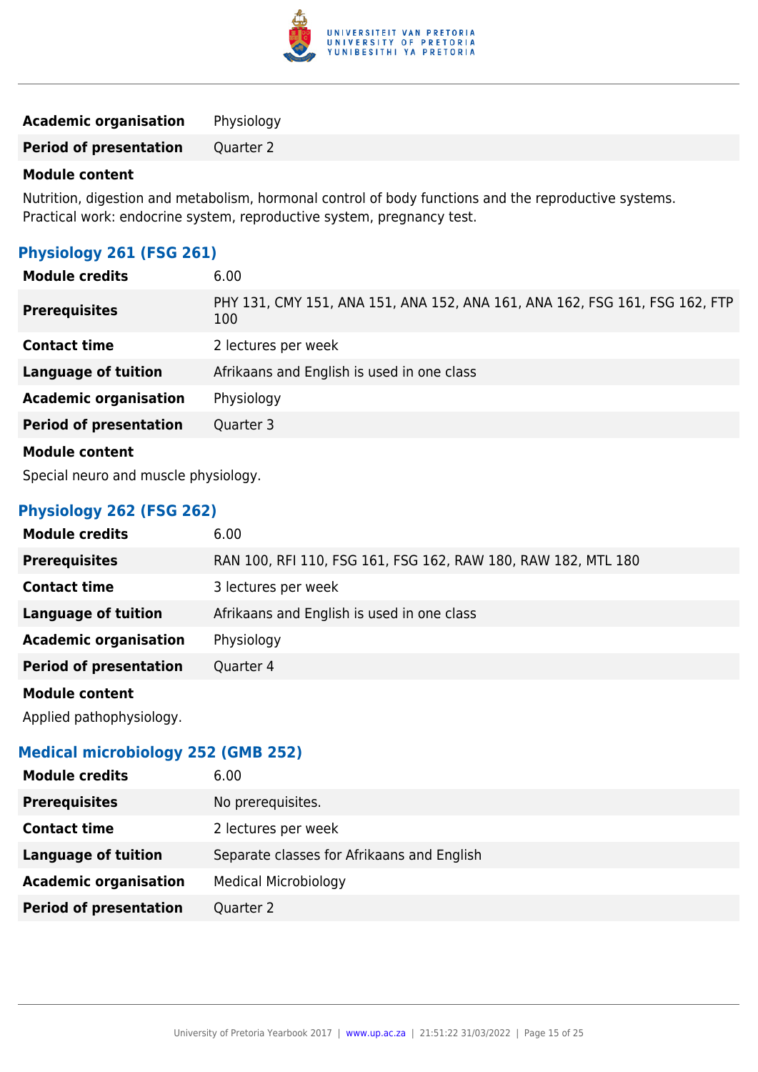| | |
|---|---|
| **Academic organisation** | Physiology |
| **Period of presentation** | Quarter 2 |

**Module content**

Nutrition, digestion and metabolism, hormonal control of body functions and the reproductive systems. Practical work: endocrine system, reproductive system, pregnancy test.

### Physiology 261 (FSG 261)

| | |
|---|---|
| **Module credits** | 6.00 |
| **Prerequisites** | PHY 131, CMY 151, ANA 151, ANA 152, ANA 161, ANA 162, FSG 161, FSG 162, FTP 100 |
| **Contact time** | 2 lectures per week |
| **Language of tuition** | Afrikaans and English is used in one class |
| **Academic organisation** | Physiology |
| **Period of presentation** | Quarter 3 |

**Module content**

Special neuro and muscle physiology.

### Physiology 262 (FSG 262)

| | |
|---|---|
| **Module credits** | 6.00 |
| **Prerequisites** | RAN 100, RFI 110, FSG 161, FSG 162, RAW 180, RAW 182, MTL 180 |
| **Contact time** | 3 lectures per week |
| **Language of tuition** | Afrikaans and English is used in one class |
| **Academic organisation** | Physiology |
| **Period of presentation** | Quarter 4 |

**Module content**

Applied pathophysiology.

### Medical microbiology 252 (GMB 252)

| | |
|---|---|
| **Module credits** | 6.00 |
| **Prerequisites** | No prerequisites. |
| **Contact time** | 2 lectures per week |
| **Language of tuition** | Separate classes for Afrikaans and English |
| **Academic organisation** | Medical Microbiology |
| **Period of presentation** | Quarter 2 |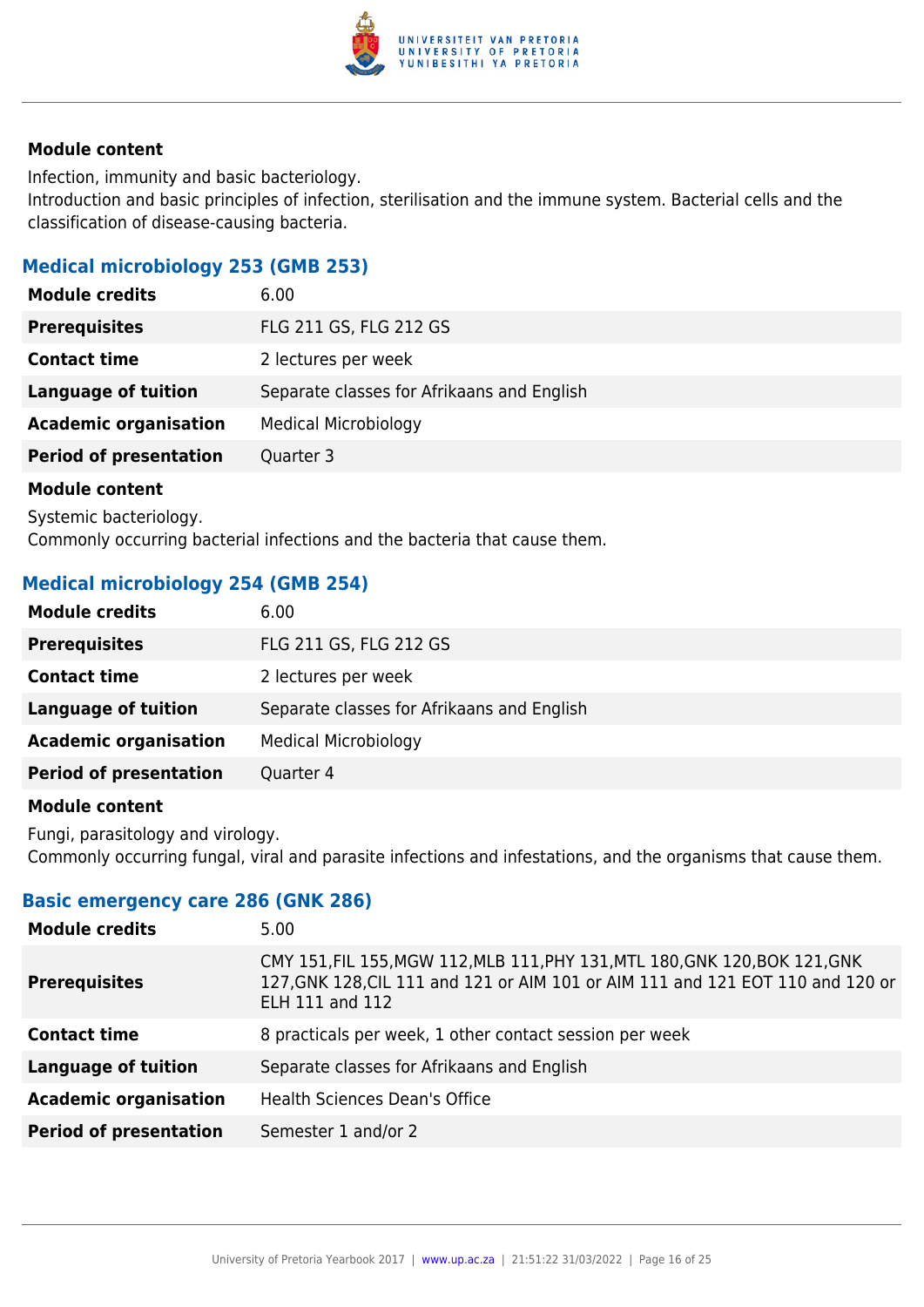**Module content**

Infection, immunity and basic bacteriology.
Introduction and basic principles of infection, sterilisation and the immune system. Bacterial cells and the classification of disease-causing bacteria.

### Medical microbiology 253 (GMB 253)

| | |
|---|---|
| **Module credits** | 6.00 |
| **Prerequisites** | FLG 211 GS, FLG 212 GS |
| **Contact time** | 2 lectures per week |
| **Language of tuition** | Separate classes for Afrikaans and English |
| **Academic organisation** | Medical Microbiology |
| **Period of presentation** | Quarter 3 |

**Module content**

Systemic bacteriology.
Commonly occurring bacterial infections and the bacteria that cause them.

### Medical microbiology 254 (GMB 254)

| | |
|---|---|
| **Module credits** | 6.00 |
| **Prerequisites** | FLG 211 GS, FLG 212 GS |
| **Contact time** | 2 lectures per week |
| **Language of tuition** | Separate classes for Afrikaans and English |
| **Academic organisation** | Medical Microbiology |
| **Period of presentation** | Quarter 4 |

**Module content**

Fungi, parasitology and virology.
Commonly occurring fungal, viral and parasite infections and infestations, and the organisms that cause them.

### Basic emergency care 286 (GNK 286)

| | |
|---|---|
| **Module credits** | 5.00 |
| **Prerequisites** | CMY 151,FIL 155,MGW 112,MLB 111,PHY 131,MTL 180,GNK 120,BOK 121,GNK 127,GNK 128,CIL 111 and 121 or AIM 101 or AIM 111 and 121 EOT 110 and 120 or ELH 111 and 112 |
| **Contact time** | 8 practicals per week, 1 other contact session per week |
| **Language of tuition** | Separate classes for Afrikaans and English |
| **Academic organisation** | Health Sciences Dean's Office |
| **Period of presentation** | Semester 1 and/or 2 |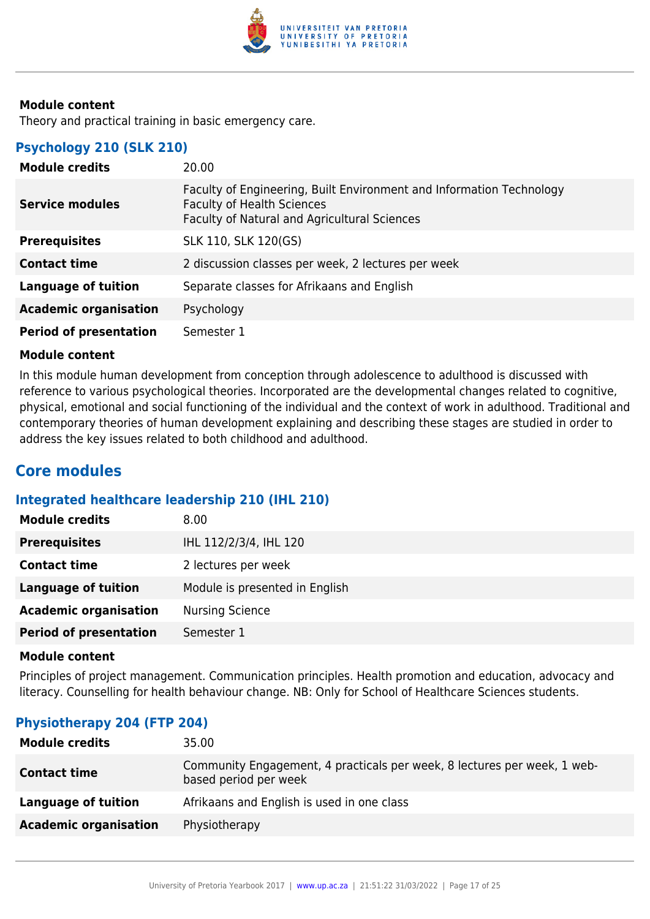**Module content**

Theory and practical training in basic emergency care.

### Psychology 210 (SLK 210)

| | |
|---|---|
| **Module credits** | 20.00 |
| **Service modules** | Faculty of Engineering, Built Environment and Information Technology<br>Faculty of Health Sciences<br>Faculty of Natural and Agricultural Sciences |
| **Prerequisites** | SLK 110, SLK 120(GS) |
| **Contact time** | 2 discussion classes per week, 2 lectures per week |
| **Language of tuition** | Separate classes for Afrikaans and English |
| **Academic organisation** | Psychology |
| **Period of presentation** | Semester 1 |

**Module content**

In this module human development from conception through adolescence to adulthood is discussed with reference to various psychological theories. Incorporated are the developmental changes related to cognitive, physical, emotional and social functioning of the individual and the context of work in adulthood. Traditional and contemporary theories of human development explaining and describing these stages are studied in order to address the key issues related to both childhood and adulthood.

## Core modules

### Integrated healthcare leadership 210 (IHL 210)

| | |
|---|---|
| **Module credits** | 8.00 |
| **Prerequisites** | IHL 112/2/3/4, IHL 120 |
| **Contact time** | 2 lectures per week |
| **Language of tuition** | Module is presented in English |
| **Academic organisation** | Nursing Science |
| **Period of presentation** | Semester 1 |

**Module content**

Principles of project management. Communication principles. Health promotion and education, advocacy and literacy. Counselling for health behaviour change. NB: Only for School of Healthcare Sciences students.

### Physiotherapy 204 (FTP 204)

| | |
|---|---|
| **Module credits** | 35.00 |
| **Contact time** | Community Engagement, 4 practicals per week, 8 lectures per week, 1 web-based period per week |
| **Language of tuition** | Afrikaans and English is used in one class |
| **Academic organisation** | Physiotherapy |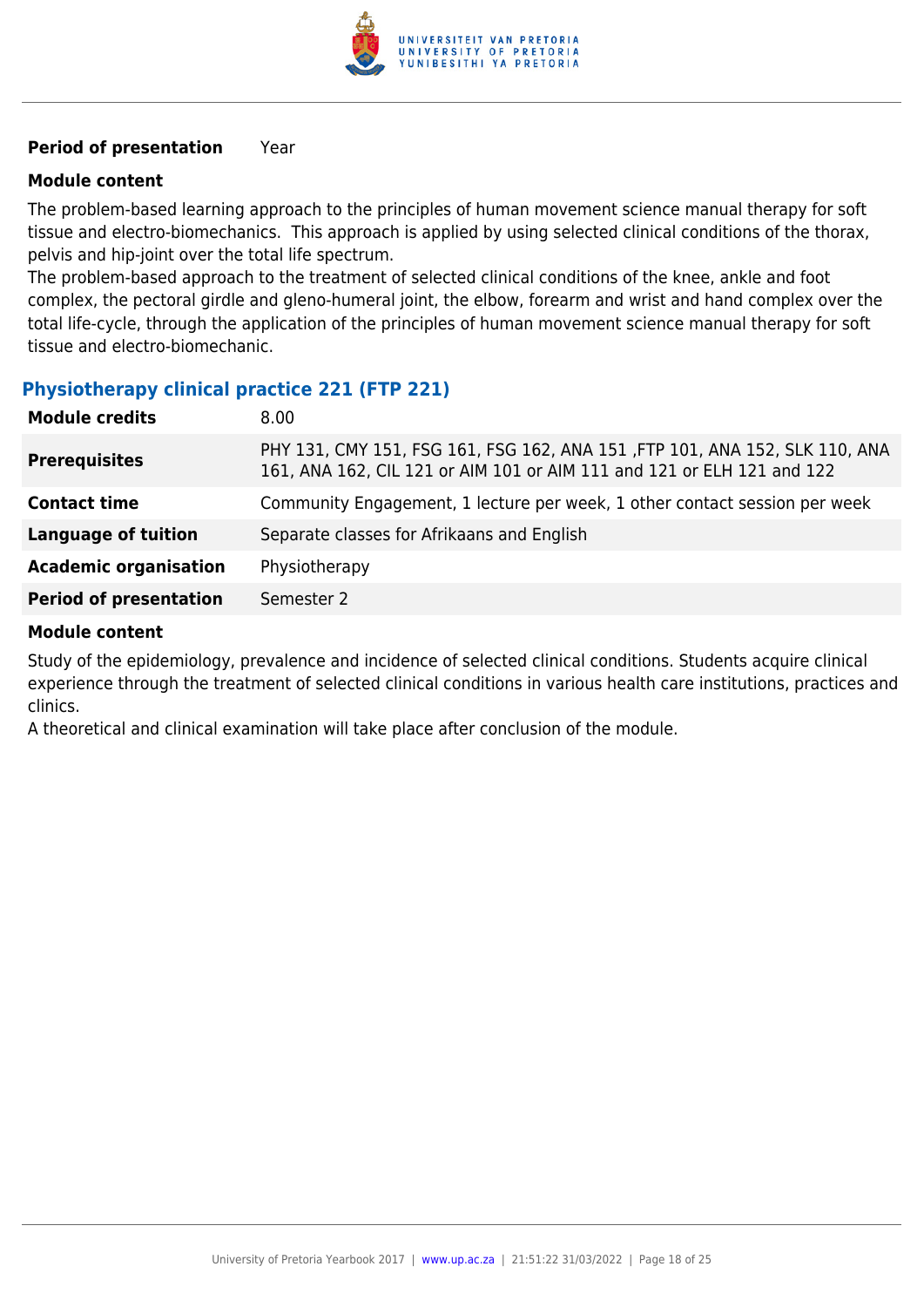| | |
|---|---|
| **Period of presentation** | Year |

**Module content**

The problem-based learning approach to the principles of human movement science manual therapy for soft tissue and electro-biomechanics.  This approach is applied by using selected clinical conditions of the thorax, pelvis and hip-joint over the total life spectrum.
The problem-based approach to the treatment of selected clinical conditions of the knee, ankle and foot complex, the pectoral girdle and gleno-humeral joint, the elbow, forearm and wrist and hand complex over the total life-cycle, through the application of the principles of human movement science manual therapy for soft tissue and electro-biomechanic.

### Physiotherapy clinical practice 221 (FTP 221)

| | |
|---|---|
| **Module credits** | 8.00 |
| **Prerequisites** | PHY 131, CMY 151, FSG 161, FSG 162, ANA 151 ,FTP 101, ANA 152, SLK 110, ANA 161, ANA 162, CIL 121 or AIM 101 or AIM 111 and 121 or ELH 121 and 122 |
| **Contact time** | Community Engagement, 1 lecture per week, 1 other contact session per week |
| **Language of tuition** | Separate classes for Afrikaans and English |
| **Academic organisation** | Physiotherapy |
| **Period of presentation** | Semester 2 |

**Module content**

Study of the epidemiology, prevalence and incidence of selected clinical conditions. Students acquire clinical experience through the treatment of selected clinical conditions in various health care institutions, practices and clinics.
A theoretical and clinical examination will take place after conclusion of the module.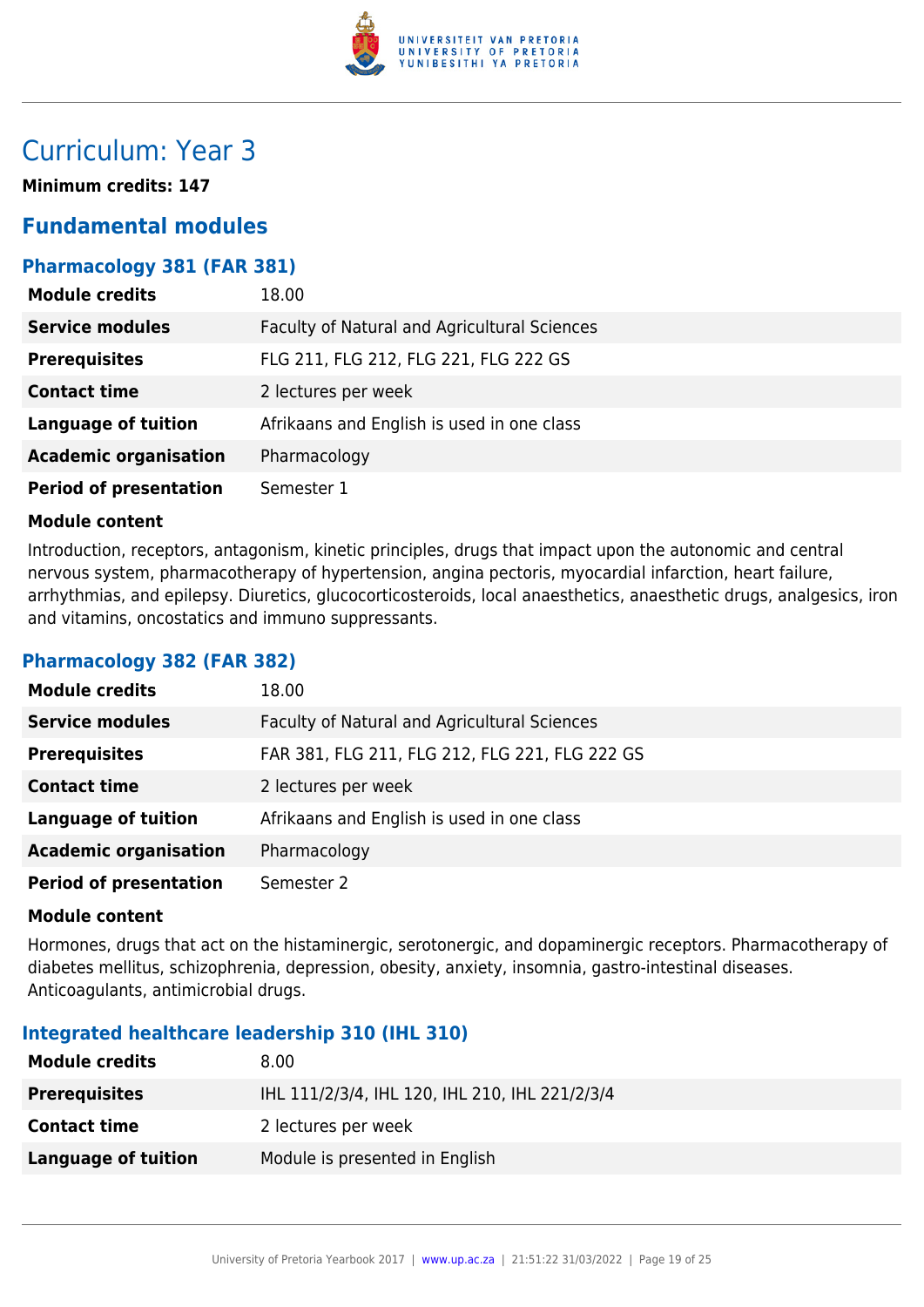# Curriculum: Year 3

**Minimum credits: 147**

## Fundamental modules

### Pharmacology 381 (FAR 381)

| | |
|---|---|
| **Module credits** | 18.00 |
| **Service modules** | Faculty of Natural and Agricultural Sciences |
| **Prerequisites** | FLG 211, FLG 212, FLG 221, FLG 222 GS |
| **Contact time** | 2 lectures per week |
| **Language of tuition** | Afrikaans and English is used in one class |
| **Academic organisation** | Pharmacology |
| **Period of presentation** | Semester 1 |

**Module content**

Introduction, receptors, antagonism, kinetic principles, drugs that impact upon the autonomic and central nervous system, pharmacotherapy of hypertension, angina pectoris, myocardial infarction, heart failure, arrhythmias, and epilepsy. Diuretics, glucocorticosteroids, local anaesthetics, anaesthetic drugs, analgesics, iron and vitamins, oncostatics and immuno suppressants.

### Pharmacology 382 (FAR 382)

| | |
|---|---|
| **Module credits** | 18.00 |
| **Service modules** | Faculty of Natural and Agricultural Sciences |
| **Prerequisites** | FAR 381, FLG 211, FLG 212, FLG 221, FLG 222 GS |
| **Contact time** | 2 lectures per week |
| **Language of tuition** | Afrikaans and English is used in one class |
| **Academic organisation** | Pharmacology |
| **Period of presentation** | Semester 2 |

**Module content**

Hormones, drugs that act on the histaminergic, serotonergic, and dopaminergic receptors. Pharmacotherapy of diabetes mellitus, schizophrenia, depression, obesity, anxiety, insomnia, gastro-intestinal diseases. Anticoagulants, antimicrobial drugs.

### Integrated healthcare leadership 310 (IHL 310)

| | |
|---|---|
| **Module credits** | 8.00 |
| **Prerequisites** | IHL 111/2/3/4, IHL 120, IHL 210, IHL 221/2/3/4 |
| **Contact time** | 2 lectures per week |
| **Language of tuition** | Module is presented in English |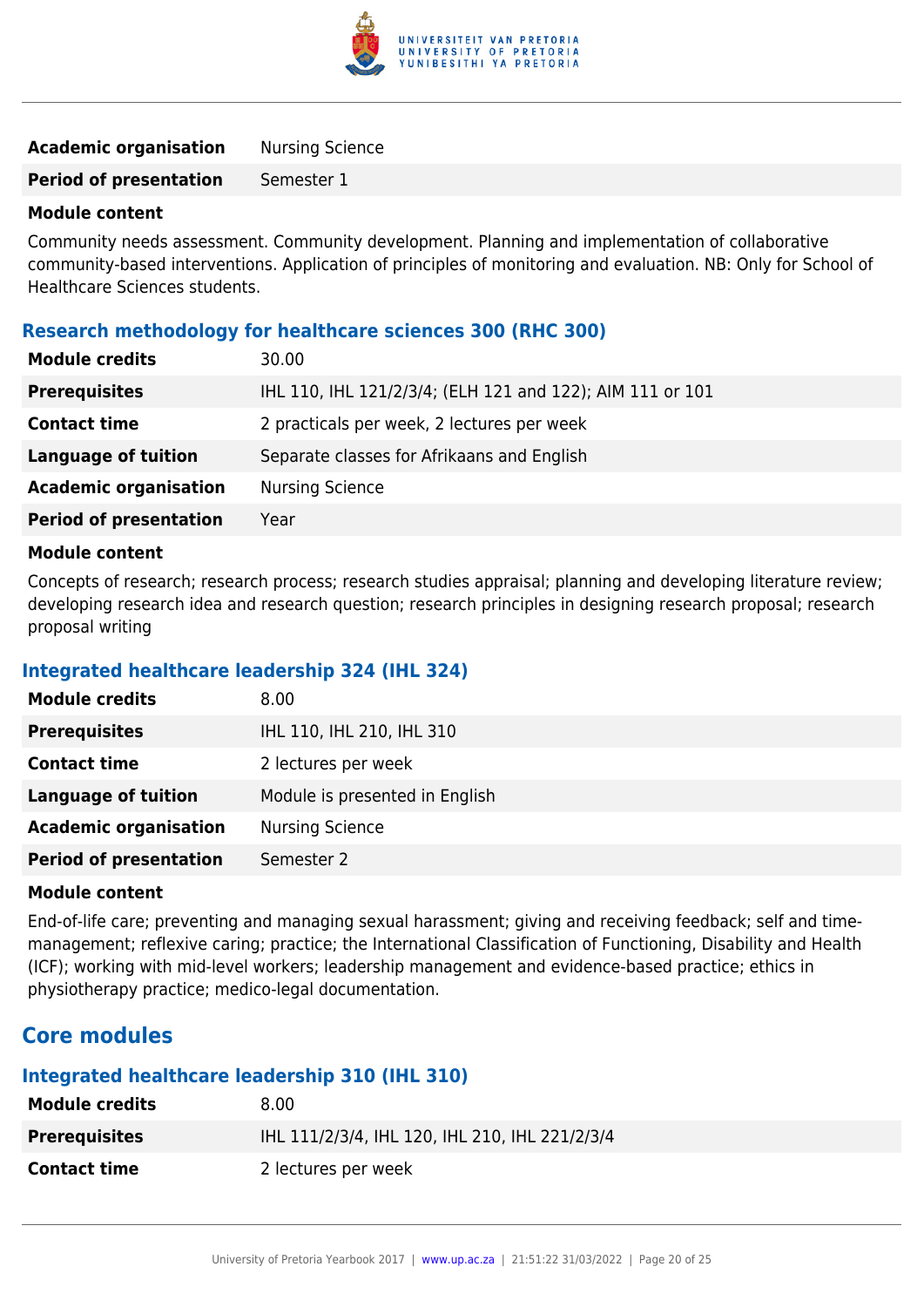| | |
|---|---|
| **Academic organisation** | Nursing Science |
| **Period of presentation** | Semester 1 |

**Module content**

Community needs assessment. Community development. Planning and implementation of collaborative community-based interventions. Application of principles of monitoring and evaluation. NB: Only for School of Healthcare Sciences students.

### Research methodology for healthcare sciences 300 (RHC 300)

| | |
|---|---|
| **Module credits** | 30.00 |
| **Prerequisites** | IHL 110, IHL 121/2/3/4; (ELH 121 and 122); AIM 111 or 101 |
| **Contact time** | 2 practicals per week, 2 lectures per week |
| **Language of tuition** | Separate classes for Afrikaans and English |
| **Academic organisation** | Nursing Science |
| **Period of presentation** | Year |

**Module content**

Concepts of research; research process; research studies appraisal; planning and developing literature review; developing research idea and research question; research principles in designing research proposal; research proposal writing

### Integrated healthcare leadership 324 (IHL 324)

| | |
|---|---|
| **Module credits** | 8.00 |
| **Prerequisites** | IHL 110, IHL 210, IHL 310 |
| **Contact time** | 2 lectures per week |
| **Language of tuition** | Module is presented in English |
| **Academic organisation** | Nursing Science |
| **Period of presentation** | Semester 2 |

**Module content**

End-of-life care; preventing and managing sexual harassment; giving and receiving feedback; self and time-management; reflexive caring; practice; the International Classification of Functioning, Disability and Health (ICF); working with mid-level workers; leadership management and evidence-based practice; ethics in physiotherapy practice; medico-legal documentation.

## Core modules

### Integrated healthcare leadership 310 (IHL 310)

| | |
|---|---|
| **Module credits** | 8.00 |
| **Prerequisites** | IHL 111/2/3/4, IHL 120, IHL 210, IHL 221/2/3/4 |
| **Contact time** | 2 lectures per week |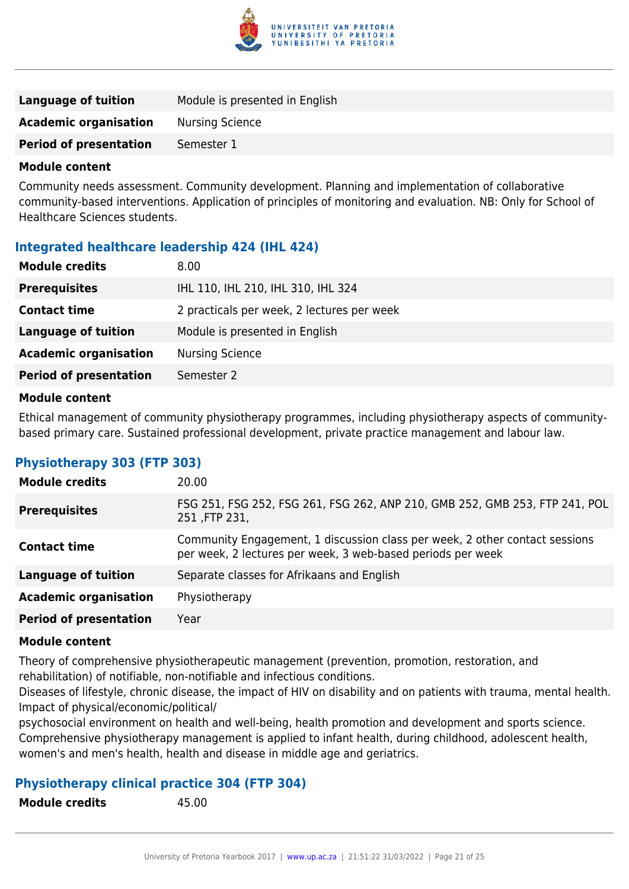| | |
|---|---|
| **Language of tuition** | Module is presented in English |
| **Academic organisation** | Nursing Science |
| **Period of presentation** | Semester 1 |

**Module content**

Community needs assessment. Community development. Planning and implementation of collaborative community-based interventions. Application of principles of monitoring and evaluation. NB: Only for School of Healthcare Sciences students.

### Integrated healthcare leadership 424 (IHL 424)

| | |
|---|---|
| **Module credits** | 8.00 |
| **Prerequisites** | IHL 110, IHL 210, IHL 310, IHL 324 |
| **Contact time** | 2 practicals per week, 2 lectures per week |
| **Language of tuition** | Module is presented in English |
| **Academic organisation** | Nursing Science |
| **Period of presentation** | Semester 2 |

**Module content**

Ethical management of community physiotherapy programmes, including physiotherapy aspects of community-based primary care. Sustained professional development, private practice management and labour law.

### Physiotherapy 303 (FTP 303)

| | |
|---|---|
| **Module credits** | 20.00 |
| **Prerequisites** | FSG 251, FSG 252, FSG 261, FSG 262, ANP 210, GMB 252, GMB 253, FTP 241, POL 251 ,FTP 231, |
| **Contact time** | Community Engagement, 1 discussion class per week, 2 other contact sessions per week, 2 lectures per week, 3 web-based periods per week |
| **Language of tuition** | Separate classes for Afrikaans and English |
| **Academic organisation** | Physiotherapy |
| **Period of presentation** | Year |

**Module content**

Theory of comprehensive physiotherapeutic management (prevention, promotion, restoration, and rehabilitation) of notifiable, non-notifiable and infectious conditions.
Diseases of lifestyle, chronic disease, the impact of HIV on disability and on patients with trauma, mental health. Impact of physical/economic/political/
psychosocial environment on health and well-being, health promotion and development and sports science.
Comprehensive physiotherapy management is applied to infant health, during childhood, adolescent health, women's and men's health, health and disease in middle age and geriatrics.

### Physiotherapy clinical practice 304 (FTP 304)

| | |
|---|---|
| **Module credits** | 45.00 |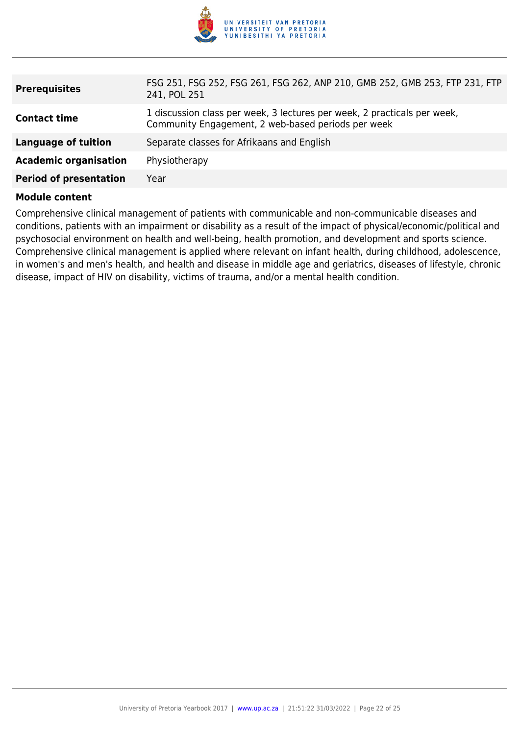| | |
|---|---|
| **Prerequisites** | FSG 251, FSG 252, FSG 261, FSG 262, ANP 210, GMB 252, GMB 253, FTP 231, FTP 241, POL 251 |
| **Contact time** | 1 discussion class per week, 3 lectures per week, 2 practicals per week, Community Engagement, 2 web-based periods per week |
| **Language of tuition** | Separate classes for Afrikaans and English |
| **Academic organisation** | Physiotherapy |
| **Period of presentation** | Year |

**Module content**

Comprehensive clinical management of patients with communicable and non-communicable diseases and conditions, patients with an impairment or disability as a result of the impact of physical/economic/political and psychosocial environment on health and well-being, health promotion, and development and sports science. Comprehensive clinical management is applied where relevant on infant health, during childhood, adolescence, in women's and men's health, and health and disease in middle age and geriatrics, diseases of lifestyle, chronic disease, impact of HIV on disability, victims of trauma, and/or a mental health condition.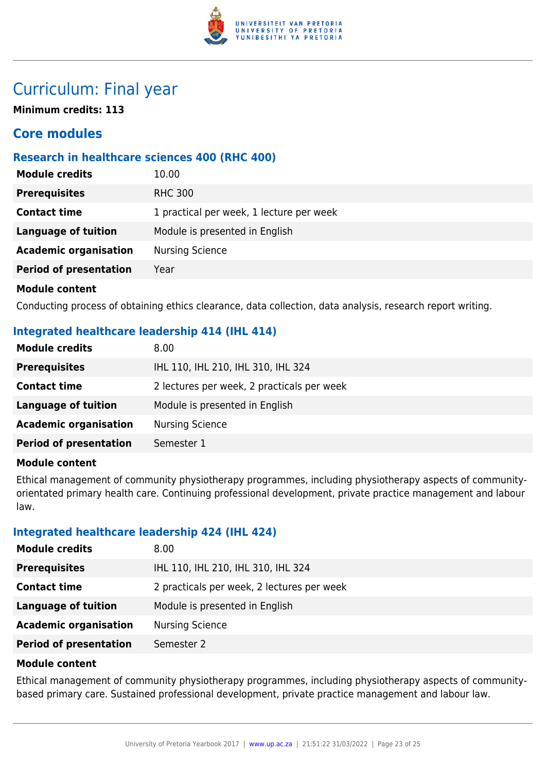# Curriculum: Final year

**Minimum credits: 113**

## Core modules

### Research in healthcare sciences 400 (RHC 400)

| | |
|---|---|
| **Module credits** | 10.00 |
| **Prerequisites** | RHC 300 |
| **Contact time** | 1 practical per week, 1 lecture per week |
| **Language of tuition** | Module is presented in English |
| **Academic organisation** | Nursing Science |
| **Period of presentation** | Year |

**Module content**

Conducting process of obtaining ethics clearance, data collection, data analysis, research report writing.

### Integrated healthcare leadership 414 (IHL 414)

| | |
|---|---|
| **Module credits** | 8.00 |
| **Prerequisites** | IHL 110, IHL 210, IHL 310, IHL 324 |
| **Contact time** | 2 lectures per week, 2 practicals per week |
| **Language of tuition** | Module is presented in English |
| **Academic organisation** | Nursing Science |
| **Period of presentation** | Semester 1 |

**Module content**

Ethical management of community physiotherapy programmes, including physiotherapy aspects of community-orientated primary health care. Continuing professional development, private practice management and labour law.

### Integrated healthcare leadership 424 (IHL 424)

| | |
|---|---|
| **Module credits** | 8.00 |
| **Prerequisites** | IHL 110, IHL 210, IHL 310, IHL 324 |
| **Contact time** | 2 practicals per week, 2 lectures per week |
| **Language of tuition** | Module is presented in English |
| **Academic organisation** | Nursing Science |
| **Period of presentation** | Semester 2 |

**Module content**

Ethical management of community physiotherapy programmes, including physiotherapy aspects of community-based primary care. Sustained professional development, private practice management and labour law.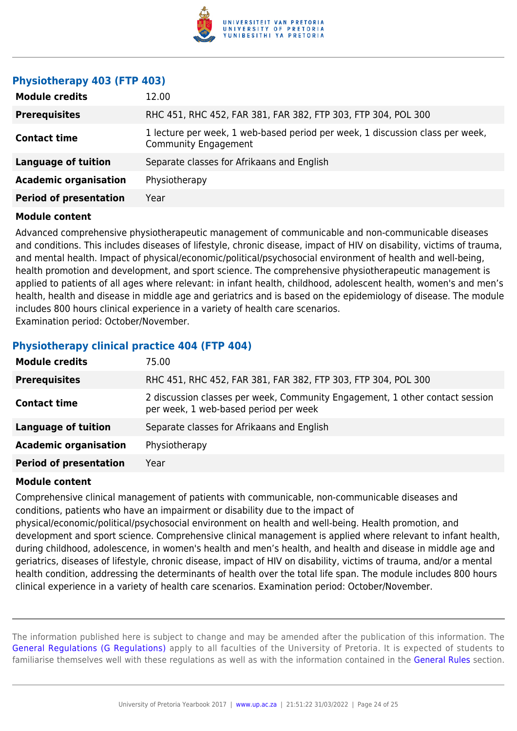### Physiotherapy 403 (FTP 403)

| | |
|---|---|
| **Module credits** | 12.00 |
| **Prerequisites** | RHC 451, RHC 452, FAR 381, FAR 382, FTP 303, FTP 304, POL 300 |
| **Contact time** | 1 lecture per week, 1 web-based period per week, 1 discussion class per week, Community Engagement |
| **Language of tuition** | Separate classes for Afrikaans and English |
| **Academic organisation** | Physiotherapy |
| **Period of presentation** | Year |

**Module content**

Advanced comprehensive physiotherapeutic management of communicable and non-communicable diseases and conditions. This includes diseases of lifestyle, chronic disease, impact of HIV on disability, victims of trauma, and mental health. Impact of physical/economic/political/psychosocial environment of health and well-being, health promotion and development, and sport science. The comprehensive physiotherapeutic management is applied to patients of all ages where relevant: in infant health, childhood, adolescent health, women's and men's health, health and disease in middle age and geriatrics and is based on the epidemiology of disease. The module includes 800 hours clinical experience in a variety of health care scenarios.
Examination period: October/November.

### Physiotherapy clinical practice 404 (FTP 404)

| | |
|---|---|
| **Module credits** | 75.00 |
| **Prerequisites** | RHC 451, RHC 452, FAR 381, FAR 382, FTP 303, FTP 304, POL 300 |
| **Contact time** | 2 discussion classes per week, Community Engagement, 1 other contact session per week, 1 web-based period per week |
| **Language of tuition** | Separate classes for Afrikaans and English |
| **Academic organisation** | Physiotherapy |
| **Period of presentation** | Year |

**Module content**

Comprehensive clinical management of patients with communicable, non-communicable diseases and conditions, patients who have an impairment or disability due to the impact of physical/economic/political/psychosocial environment on health and well-being. Health promotion, and development and sport science. Comprehensive clinical management is applied where relevant to infant health, during childhood, adolescence, in women's health and men's health, and health and disease in middle age and geriatrics, diseases of lifestyle, chronic disease, impact of HIV on disability, victims of trauma, and/or a mental health condition, addressing the determinants of health over the total life span. The module includes 800 hours clinical experience in a variety of health care scenarios. Examination period: October/November.

The information published here is subject to change and may be amended after the publication of this information. The General Regulations (G Regulations) apply to all faculties of the University of Pretoria. It is expected of students to familiarise themselves well with these regulations as well as with the information contained in the General Rules section.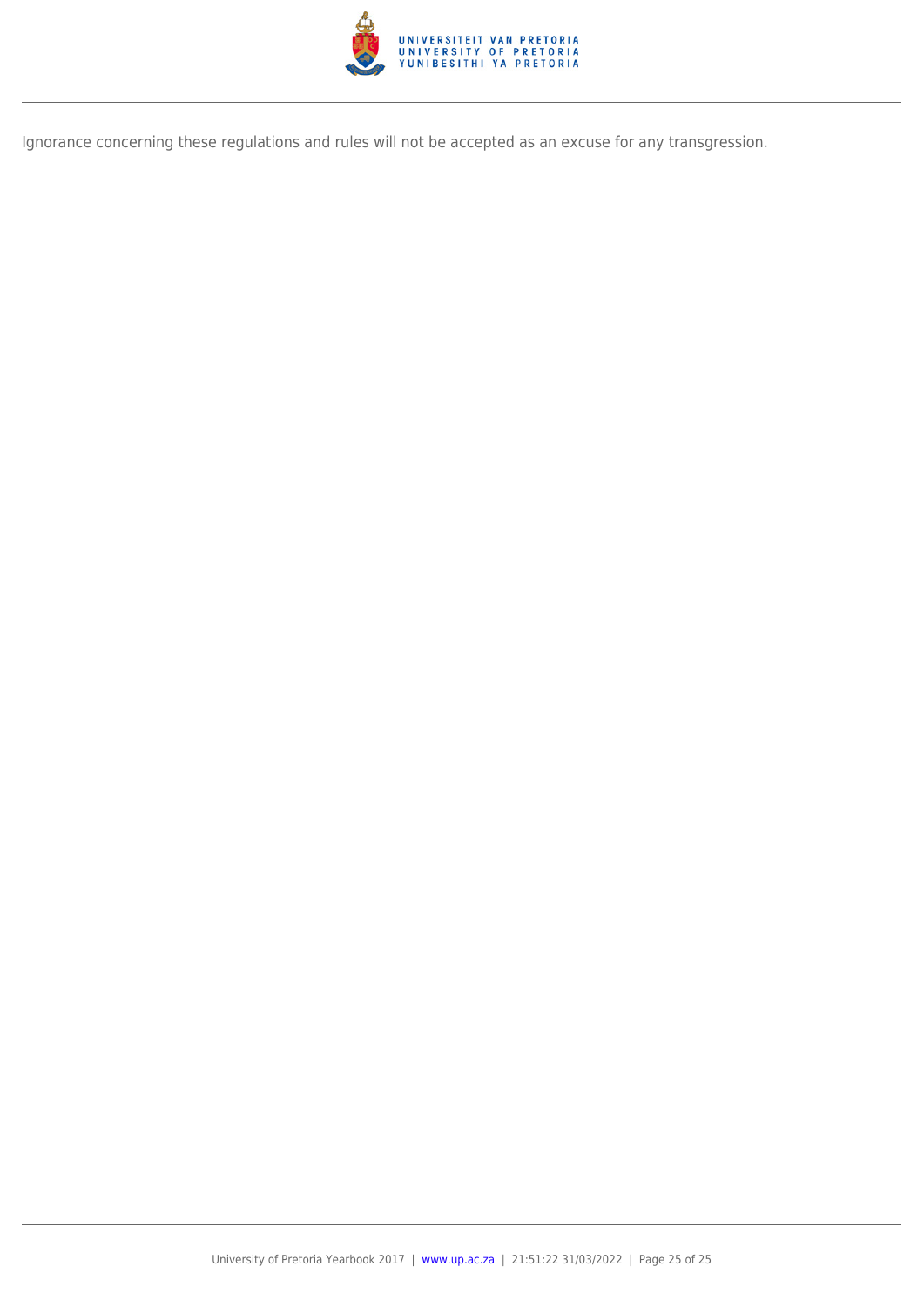Ignorance concerning these regulations and rules will not be accepted as an excuse for any transgression.